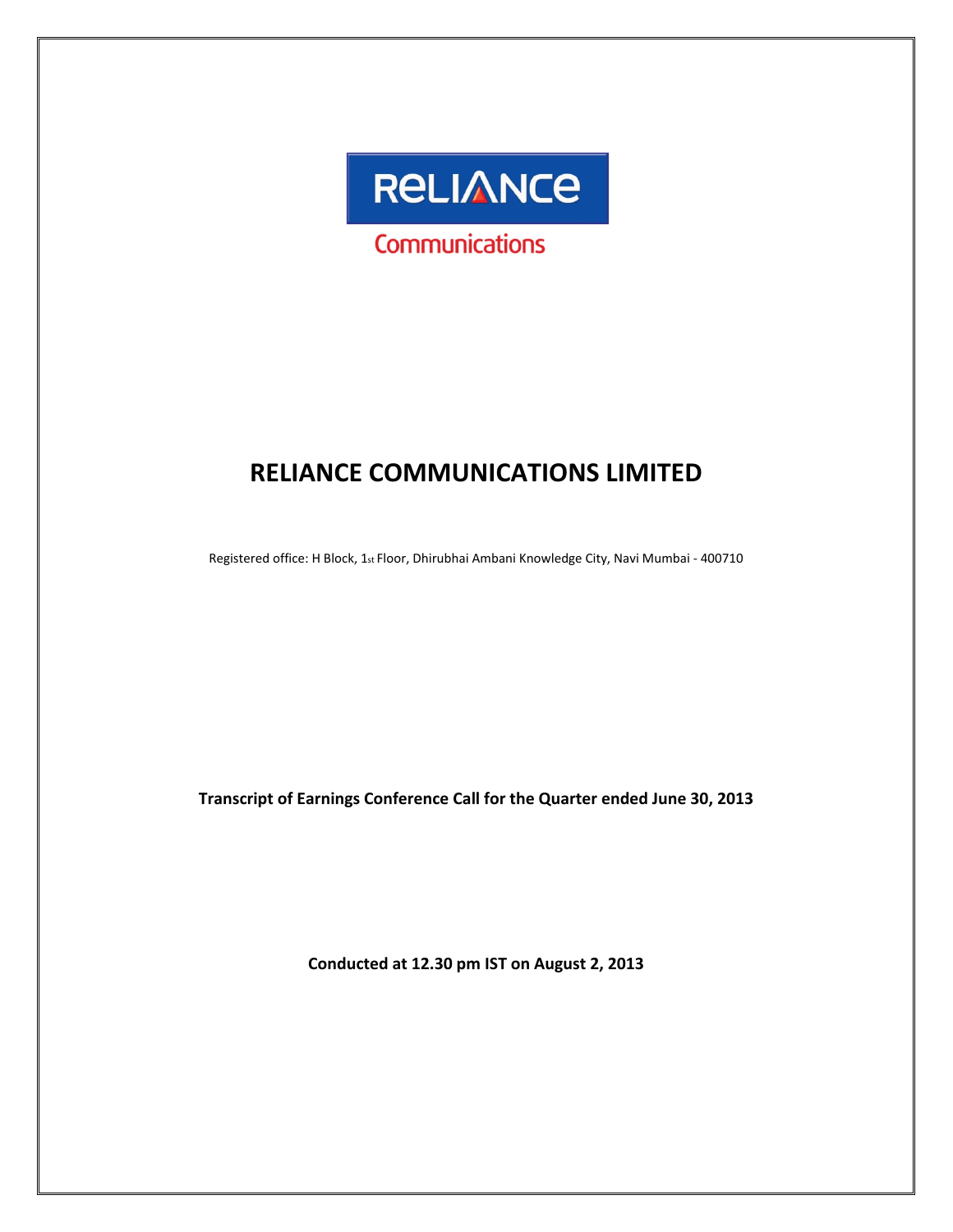RELIANCE

Communications

# RELIANCE COMMUNICATIONS LIMITED

Registered office: H Block, 1st Floor, Dhirubhai Ambani Knowledge City, Navi Mumbai - 400710

**Transcript of Earnings Conference Call for the Quarter ended June 30, 2013**

**Conducted at 12.30 pm IST on August 2, 2013**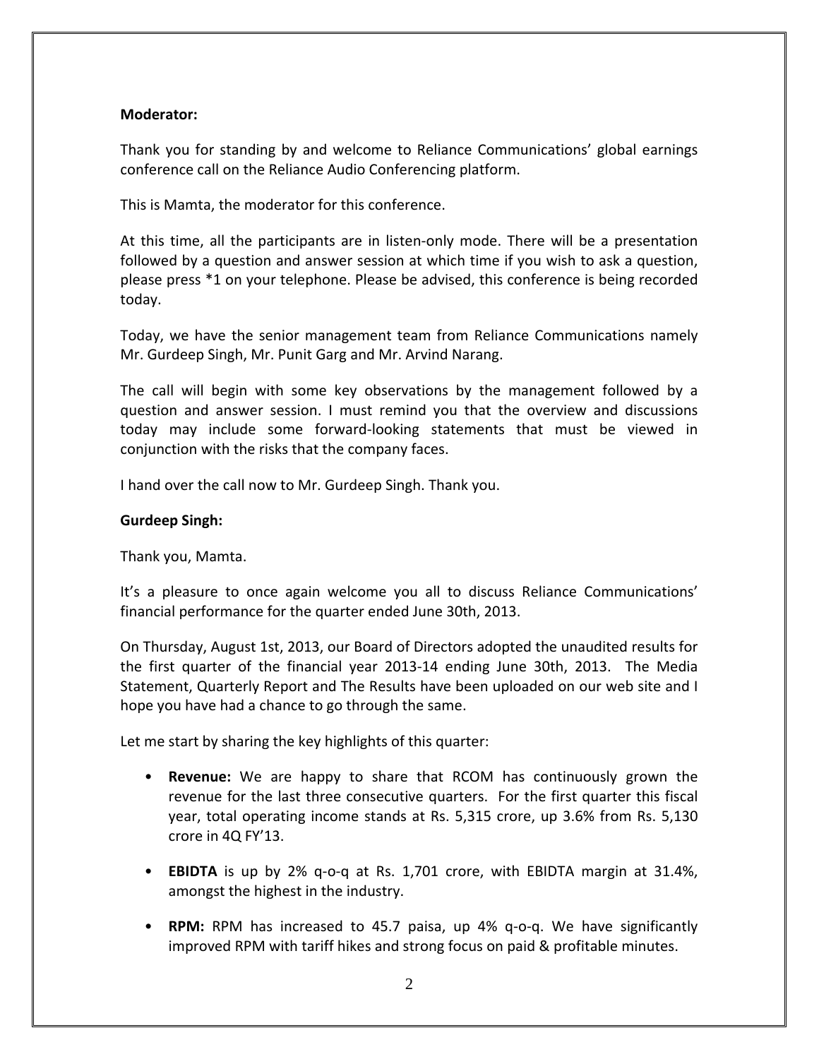**Moderator:**

Thank you for standing by and welcome to Reliance Communications' global earnings conference call on the Reliance Audio Conferencing platform.

This is Mamta, the moderator for this conference.

At this time, all the participants are in listen-only mode. There will be a presentation followed by a question and answer session at which time if you wish to ask a question, please press *1 on your telephone. Please be advised, this conference is being recorded today.

Today, we have the senior management team from Reliance Communications namely Mr. Gurdeep Singh, Mr. Punit Garg and Mr. Arvind Narang.

The call will begin with some key observations by the management followed by a question and answer session. I must remind you that the overview and discussions today may include some forward-looking statements that must be viewed in conjunction with the risks that the company faces.

I hand over the call now to Mr. Gurdeep Singh. Thank you.

**Gurdeep Singh:**

Thank you, Mamta.

It's a pleasure to once again welcome you all to discuss Reliance Communications' financial performance for the quarter ended June 30th, 2013.

On Thursday, August 1st, 2013, our Board of Directors adopted the unaudited results for the first quarter of the financial year 2013-14 ending June 30th, 2013. The Media Statement, Quarterly Report and The Results have been uploaded on our web site and I hope you have had a chance to go through the same.

Let me start by sharing the key highlights of this quarter:

- **Revenue:** We are happy to share that RCOM has continuously grown the revenue for the last three consecutive quarters. For the first quarter this fiscal year, total operating income stands at Rs. 5,315 crore, up 3.6% from Rs. 5,130 crore in 4Q FY'13.

- **EBIDTA** is up by 2% q-o-q at Rs. 1,701 crore, with EBIDTA margin at 31.4%, amongst the highest in the industry.

- **RPM:** RPM has increased to 45.7 paisa, up 4% q-o-q. We have significantly improved RPM with tariff hikes and strong focus on paid & profitable minutes.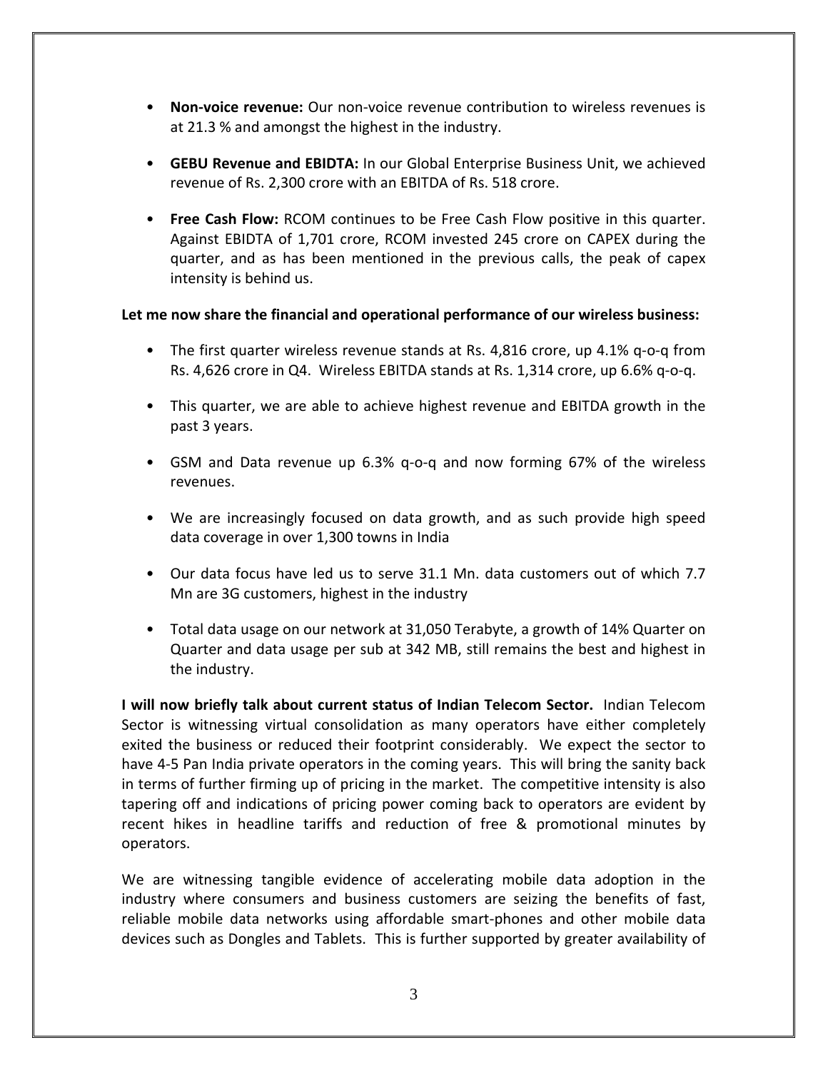- **Non-voice revenue:** Our non-voice revenue contribution to wireless revenues is at 21.3 % and amongst the highest in the industry.

- **GEBU Revenue and EBIDTA:** In our Global Enterprise Business Unit, we achieved revenue of Rs. 2,300 crore with an EBIDTA of Rs. 518 crore.

- **Free Cash Flow:** RCOM continues to be Free Cash Flow positive in this quarter. Against EBIDTA of 1,701 crore, RCOM invested 245 crore on CAPEX during the quarter, and as has been mentioned in the previous calls, the peak of capex intensity is behind us.

**Let me now share the financial and operational performance of our wireless business:**

- The first quarter wireless revenue stands at Rs. 4,816 crore, up 4.1% q-o-q from Rs. 4,626 crore in Q4. Wireless EBITDA stands at Rs. 1,314 crore, up 6.6% q-o-q.

- This quarter, we are able to achieve highest revenue and EBITDA growth in the past 3 years.

- GSM and Data revenue up 6.3% q-o-q and now forming 67% of the wireless revenues.

- We are increasingly focused on data growth, and as such provide high speed data coverage in over 1,300 towns in India

- Our data focus have led us to serve 31.1 Mn. data customers out of which 7.7 Mn are 3G customers, highest in the industry

- Total data usage on our network at 31,050 Terabyte, a growth of 14% Quarter on Quarter and data usage per sub at 342 MB, still remains the best and highest in the industry.

**I will now briefly talk about current status of Indian Telecom Sector.** Indian Telecom Sector is witnessing virtual consolidation as many operators have either completely exited the business or reduced their footprint considerably. We expect the sector to have 4-5 Pan India private operators in the coming years. This will bring the sanity back in terms of further firming up of pricing in the market. The competitive intensity is also tapering off and indications of pricing power coming back to operators are evident by recent hikes in headline tariffs and reduction of free & promotional minutes by operators.

We are witnessing tangible evidence of accelerating mobile data adoption in the industry where consumers and business customers are seizing the benefits of fast, reliable mobile data networks using affordable smart-phones and other mobile data devices such as Dongles and Tablets. This is further supported by greater availability of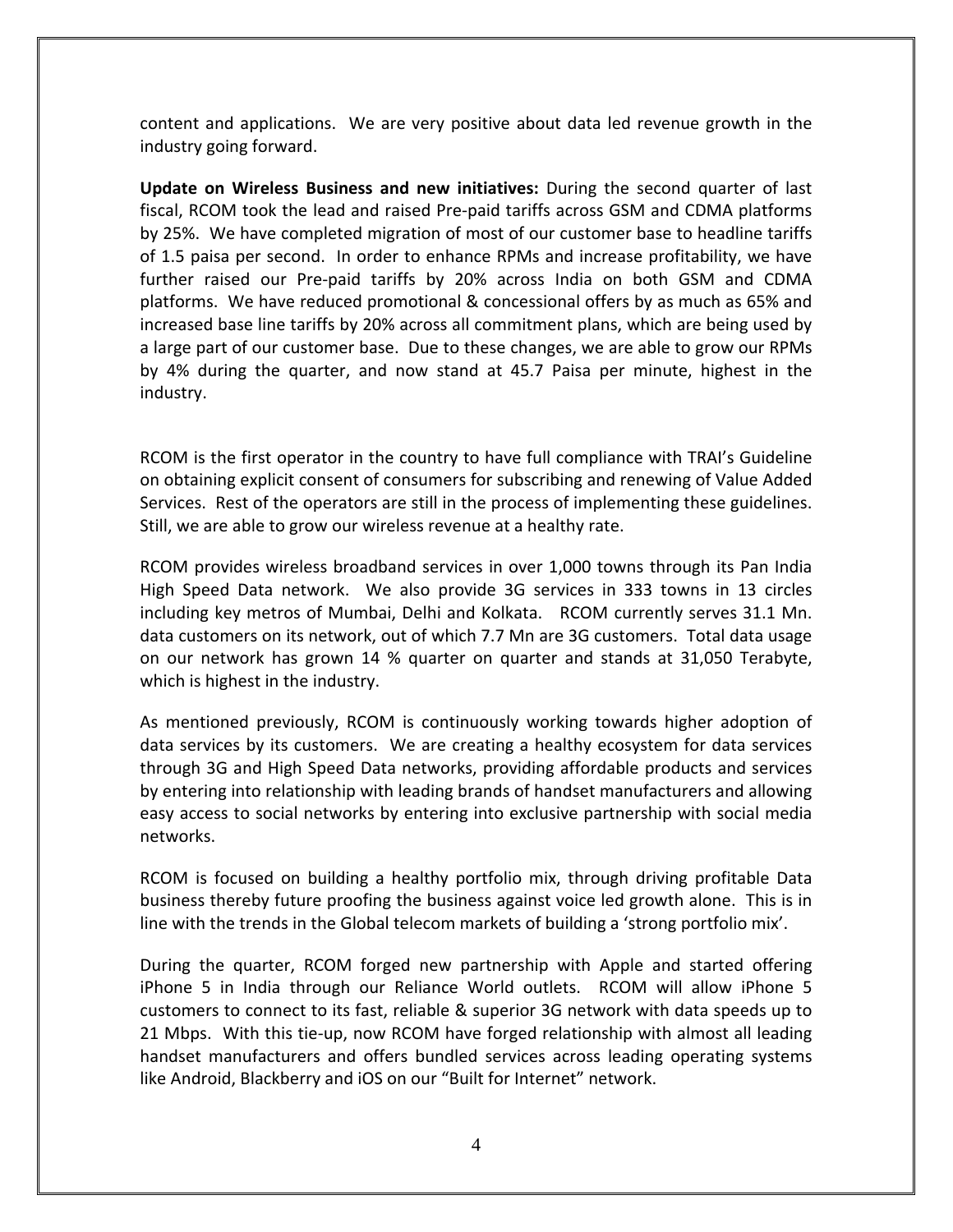content and applications. We are very positive about data led revenue growth in the industry going forward.

**Update on Wireless Business and new initiatives:** During the second quarter of last fiscal, RCOM took the lead and raised Pre-paid tariffs across GSM and CDMA platforms by 25%. We have completed migration of most of our customer base to headline tariffs of 1.5 paisa per second. In order to enhance RPMs and increase profitability, we have further raised our Pre-paid tariffs by 20% across India on both GSM and CDMA platforms. We have reduced promotional & concessional offers by as much as 65% and increased base line tariffs by 20% across all commitment plans, which are being used by a large part of our customer base. Due to these changes, we are able to grow our RPMs by 4% during the quarter, and now stand at 45.7 Paisa per minute, highest in the industry.

RCOM is the first operator in the country to have full compliance with TRAI's Guideline on obtaining explicit consent of consumers for subscribing and renewing of Value Added Services. Rest of the operators are still in the process of implementing these guidelines. Still, we are able to grow our wireless revenue at a healthy rate.

RCOM provides wireless broadband services in over 1,000 towns through its Pan India High Speed Data network. We also provide 3G services in 333 towns in 13 circles including key metros of Mumbai, Delhi and Kolkata. RCOM currently serves 31.1 Mn. data customers on its network, out of which 7.7 Mn are 3G customers. Total data usage on our network has grown 14 % quarter on quarter and stands at 31,050 Terabyte, which is highest in the industry.

As mentioned previously, RCOM is continuously working towards higher adoption of data services by its customers. We are creating a healthy ecosystem for data services through 3G and High Speed Data networks, providing affordable products and services by entering into relationship with leading brands of handset manufacturers and allowing easy access to social networks by entering into exclusive partnership with social media networks.

RCOM is focused on building a healthy portfolio mix, through driving profitable Data business thereby future proofing the business against voice led growth alone. This is in line with the trends in the Global telecom markets of building a 'strong portfolio mix'.

During the quarter, RCOM forged new partnership with Apple and started offering iPhone 5 in India through our Reliance World outlets. RCOM will allow iPhone 5 customers to connect to its fast, reliable & superior 3G network with data speeds up to 21 Mbps. With this tie-up, now RCOM have forged relationship with almost all leading handset manufacturers and offers bundled services across leading operating systems like Android, Blackberry and iOS on our "Built for Internet" network.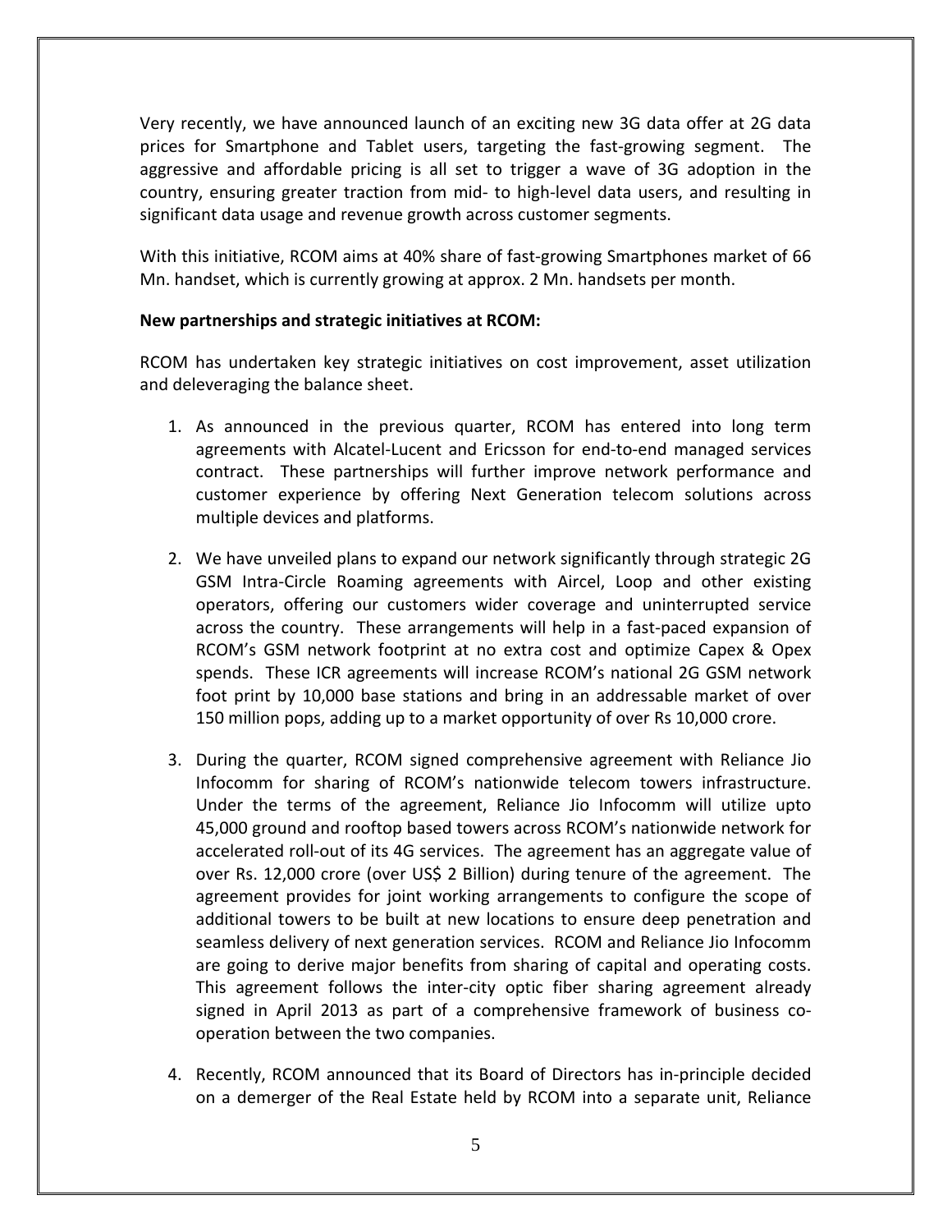Very recently, we have announced launch of an exciting new 3G data offer at 2G data prices for Smartphone and Tablet users, targeting the fast-growing segment. The aggressive and affordable pricing is all set to trigger a wave of 3G adoption in the country, ensuring greater traction from mid- to high-level data users, and resulting in significant data usage and revenue growth across customer segments.

With this initiative, RCOM aims at 40% share of fast-growing Smartphones market of 66 Mn. handset, which is currently growing at approx. 2 Mn. handsets per month.

**New partnerships and strategic initiatives at RCOM:**

RCOM has undertaken key strategic initiatives on cost improvement, asset utilization and deleveraging the balance sheet.

1. As announced in the previous quarter, RCOM has entered into long term agreements with Alcatel-Lucent and Ericsson for end-to-end managed services contract. These partnerships will further improve network performance and customer experience by offering Next Generation telecom solutions across multiple devices and platforms.

2. We have unveiled plans to expand our network significantly through strategic 2G GSM Intra-Circle Roaming agreements with Aircel, Loop and other existing operators, offering our customers wider coverage and uninterrupted service across the country. These arrangements will help in a fast-paced expansion of RCOM's GSM network footprint at no extra cost and optimize Capex & Opex spends. These ICR agreements will increase RCOM's national 2G GSM network foot print by 10,000 base stations and bring in an addressable market of over 150 million pops, adding up to a market opportunity of over Rs 10,000 crore.

3. During the quarter, RCOM signed comprehensive agreement with Reliance Jio Infocomm for sharing of RCOM's nationwide telecom towers infrastructure. Under the terms of the agreement, Reliance Jio Infocomm will utilize upto 45,000 ground and rooftop based towers across RCOM's nationwide network for accelerated roll-out of its 4G services. The agreement has an aggregate value of over Rs. 12,000 crore (over US$ 2 Billion) during tenure of the agreement. The agreement provides for joint working arrangements to configure the scope of additional towers to be built at new locations to ensure deep penetration and seamless delivery of next generation services. RCOM and Reliance Jio Infocomm are going to derive major benefits from sharing of capital and operating costs. This agreement follows the inter-city optic fiber sharing agreement already signed in April 2013 as part of a comprehensive framework of business co-operation between the two companies.

4. Recently, RCOM announced that its Board of Directors has in-principle decided on a demerger of the Real Estate held by RCOM into a separate unit, Reliance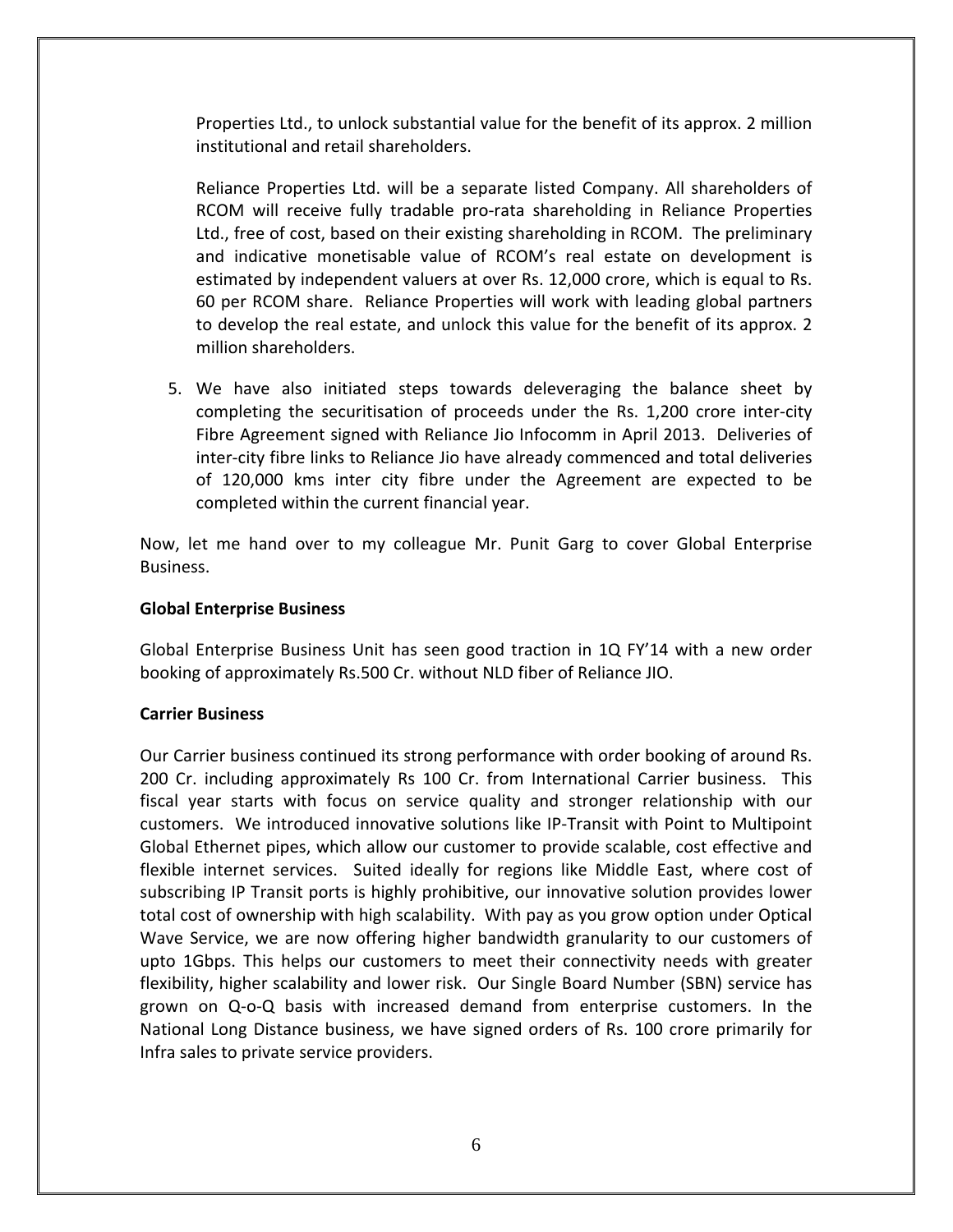Properties Ltd., to unlock substantial value for the benefit of its approx. 2 million institutional and retail shareholders.

Reliance Properties Ltd. will be a separate listed Company. All shareholders of RCOM will receive fully tradable pro-rata shareholding in Reliance Properties Ltd., free of cost, based on their existing shareholding in RCOM. The preliminary and indicative monetisable value of RCOM's real estate on development is estimated by independent valuers at over Rs. 12,000 crore, which is equal to Rs. 60 per RCOM share. Reliance Properties will work with leading global partners to develop the real estate, and unlock this value for the benefit of its approx. 2 million shareholders.

5. We have also initiated steps towards deleveraging the balance sheet by completing the securitisation of proceeds under the Rs. 1,200 crore inter-city Fibre Agreement signed with Reliance Jio Infocomm in April 2013. Deliveries of inter-city fibre links to Reliance Jio have already commenced and total deliveries of 120,000 kms inter city fibre under the Agreement are expected to be completed within the current financial year.

Now, let me hand over to my colleague Mr. Punit Garg to cover Global Enterprise Business.

**Global Enterprise Business**

Global Enterprise Business Unit has seen good traction in 1Q FY'14 with a new order booking of approximately Rs.500 Cr. without NLD fiber of Reliance JIO.

**Carrier Business**

Our Carrier business continued its strong performance with order booking of around Rs. 200 Cr. including approximately Rs 100 Cr. from International Carrier business. This fiscal year starts with focus on service quality and stronger relationship with our customers. We introduced innovative solutions like IP-Transit with Point to Multipoint Global Ethernet pipes, which allow our customer to provide scalable, cost effective and flexible internet services. Suited ideally for regions like Middle East, where cost of subscribing IP Transit ports is highly prohibitive, our innovative solution provides lower total cost of ownership with high scalability. With pay as you grow option under Optical Wave Service, we are now offering higher bandwidth granularity to our customers of upto 1Gbps. This helps our customers to meet their connectivity needs with greater flexibility, higher scalability and lower risk. Our Single Board Number (SBN) service has grown on Q-o-Q basis with increased demand from enterprise customers. In the National Long Distance business, we have signed orders of Rs. 100 crore primarily for Infra sales to private service providers.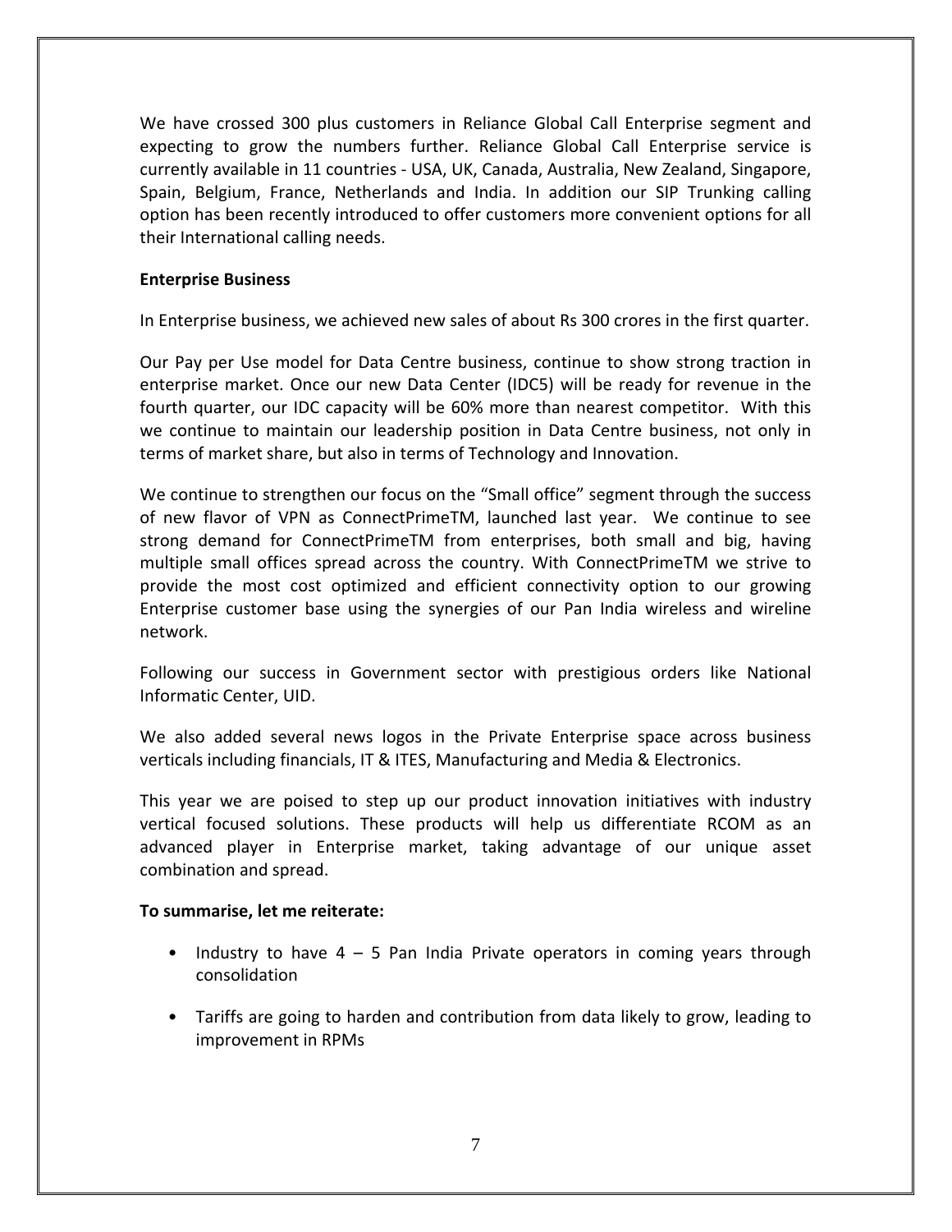We have crossed 300 plus customers in Reliance Global Call Enterprise segment and expecting to grow the numbers further. Reliance Global Call Enterprise service is currently available in 11 countries - USA, UK, Canada, Australia, New Zealand, Singapore, Spain, Belgium, France, Netherlands and India. In addition our SIP Trunking calling option has been recently introduced to offer customers more convenient options for all their International calling needs.

**Enterprise Business**

In Enterprise business, we achieved new sales of about Rs 300 crores in the first quarter.

Our Pay per Use model for Data Centre business, continue to show strong traction in enterprise market. Once our new Data Center (IDC5) will be ready for revenue in the fourth quarter, our IDC capacity will be 60% more than nearest competitor. With this we continue to maintain our leadership position in Data Centre business, not only in terms of market share, but also in terms of Technology and Innovation.

We continue to strengthen our focus on the "Small office" segment through the success of new flavor of VPN as ConnectPrimeTM, launched last year. We continue to see strong demand for ConnectPrimeTM from enterprises, both small and big, having multiple small offices spread across the country. With ConnectPrimeTM we strive to provide the most cost optimized and efficient connectivity option to our growing Enterprise customer base using the synergies of our Pan India wireless and wireline network.

Following our success in Government sector with prestigious orders like National Informatic Center, UID.

We also added several news logos in the Private Enterprise space across business verticals including financials, IT & ITES, Manufacturing and Media & Electronics.

This year we are poised to step up our product innovation initiatives with industry vertical focused solutions. These products will help us differentiate RCOM as an advanced player in Enterprise market, taking advantage of our unique asset combination and spread.

**To summarise, let me reiterate:**

- Industry to have 4 – 5 Pan India Private operators in coming years through consolidation
- Tariffs are going to harden and contribution from data likely to grow, leading to improvement in RPMs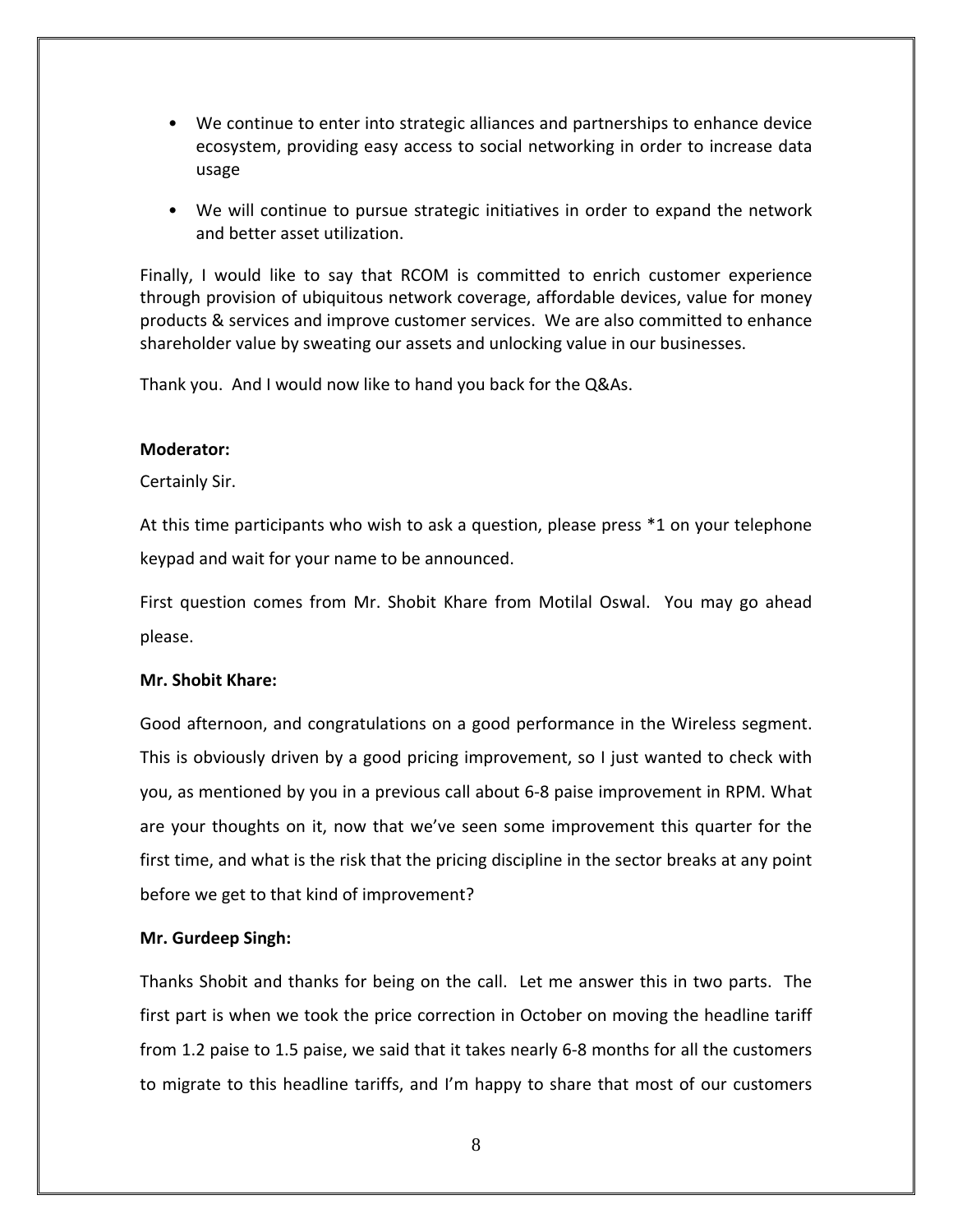- We continue to enter into strategic alliances and partnerships to enhance device ecosystem, providing easy access to social networking in order to increase data usage
- We will continue to pursue strategic initiatives in order to expand the network and better asset utilization.

Finally, I would like to say that RCOM is committed to enrich customer experience through provision of ubiquitous network coverage, affordable devices, value for money products & services and improve customer services. We are also committed to enhance shareholder value by sweating our assets and unlocking value in our businesses.

Thank you. And I would now like to hand you back for the Q&As.

**Moderator:**

Certainly Sir.

At this time participants who wish to ask a question, please press *1 on your telephone keypad and wait for your name to be announced.

First question comes from Mr. Shobit Khare from Motilal Oswal. You may go ahead please.

**Mr. Shobit Khare:**

Good afternoon, and congratulations on a good performance in the Wireless segment. This is obviously driven by a good pricing improvement, so I just wanted to check with you, as mentioned by you in a previous call about 6-8 paise improvement in RPM. What are your thoughts on it, now that we've seen some improvement this quarter for the first time, and what is the risk that the pricing discipline in the sector breaks at any point before we get to that kind of improvement?

**Mr. Gurdeep Singh:**

Thanks Shobit and thanks for being on the call. Let me answer this in two parts. The first part is when we took the price correction in October on moving the headline tariff from 1.2 paise to 1.5 paise, we said that it takes nearly 6-8 months for all the customers to migrate to this headline tariffs, and I'm happy to share that most of our customers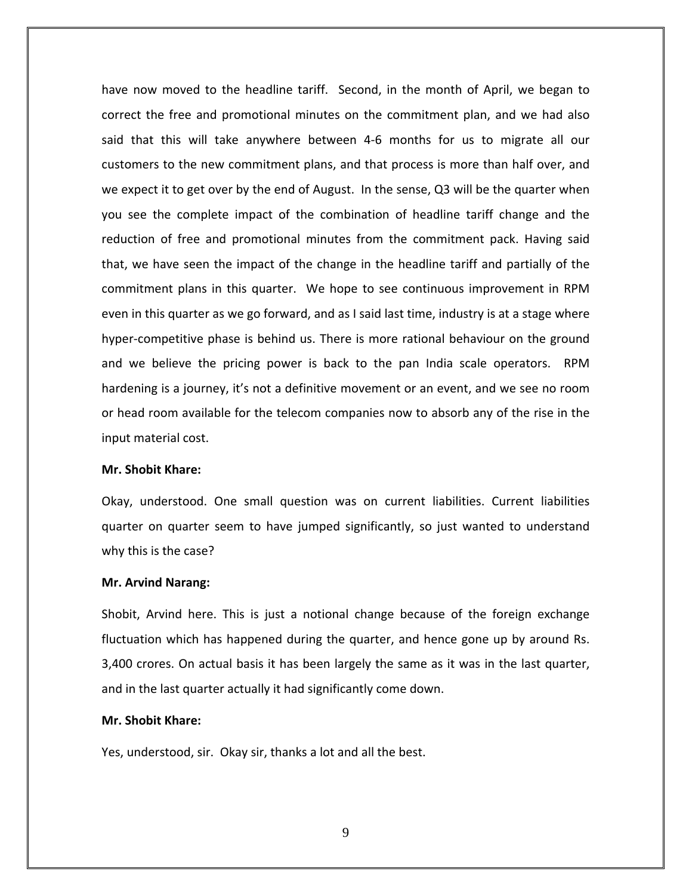have now moved to the headline tariff. Second, in the month of April, we began to correct the free and promotional minutes on the commitment plan, and we had also said that this will take anywhere between 4-6 months for us to migrate all our customers to the new commitment plans, and that process is more than half over, and we expect it to get over by the end of August. In the sense, Q3 will be the quarter when you see the complete impact of the combination of headline tariff change and the reduction of free and promotional minutes from the commitment pack. Having said that, we have seen the impact of the change in the headline tariff and partially of the commitment plans in this quarter. We hope to see continuous improvement in RPM even in this quarter as we go forward, and as I said last time, industry is at a stage where hyper-competitive phase is behind us. There is more rational behaviour on the ground and we believe the pricing power is back to the pan India scale operators. RPM hardening is a journey, it's not a definitive movement or an event, and we see no room or head room available for the telecom companies now to absorb any of the rise in the input material cost.

**Mr. Shobit Khare:**

Okay, understood. One small question was on current liabilities. Current liabilities quarter on quarter seem to have jumped significantly, so just wanted to understand why this is the case?

**Mr. Arvind Narang:**

Shobit, Arvind here. This is just a notional change because of the foreign exchange fluctuation which has happened during the quarter, and hence gone up by around Rs. 3,400 crores. On actual basis it has been largely the same as it was in the last quarter, and in the last quarter actually it had significantly come down.

**Mr. Shobit Khare:**

Yes, understood, sir. Okay sir, thanks a lot and all the best.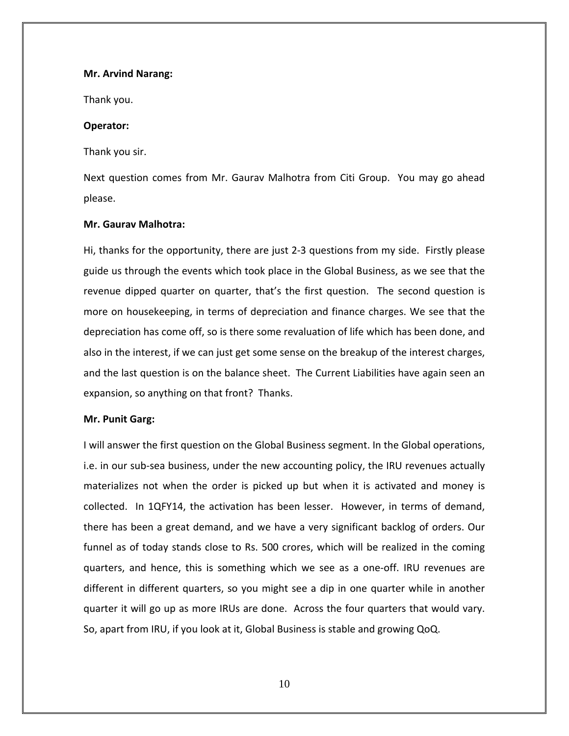**Mr. Arvind Narang:**

Thank you.

**Operator:**

Thank you sir.

Next question comes from Mr. Gaurav Malhotra from Citi Group. You may go ahead please.

**Mr. Gaurav Malhotra:**

Hi, thanks for the opportunity, there are just 2-3 questions from my side. Firstly please guide us through the events which took place in the Global Business, as we see that the revenue dipped quarter on quarter, that's the first question. The second question is more on housekeeping, in terms of depreciation and finance charges. We see that the depreciation has come off, so is there some revaluation of life which has been done, and also in the interest, if we can just get some sense on the breakup of the interest charges, and the last question is on the balance sheet. The Current Liabilities have again seen an expansion, so anything on that front? Thanks.

**Mr. Punit Garg:**

I will answer the first question on the Global Business segment. In the Global operations, i.e. in our sub-sea business, under the new accounting policy, the IRU revenues actually materializes not when the order is picked up but when it is activated and money is collected. In 1QFY14, the activation has been lesser. However, in terms of demand, there has been a great demand, and we have a very significant backlog of orders. Our funnel as of today stands close to Rs. 500 crores, which will be realized in the coming quarters, and hence, this is something which we see as a one-off. IRU revenues are different in different quarters, so you might see a dip in one quarter while in another quarter it will go up as more IRUs are done. Across the four quarters that would vary. So, apart from IRU, if you look at it, Global Business is stable and growing QoQ.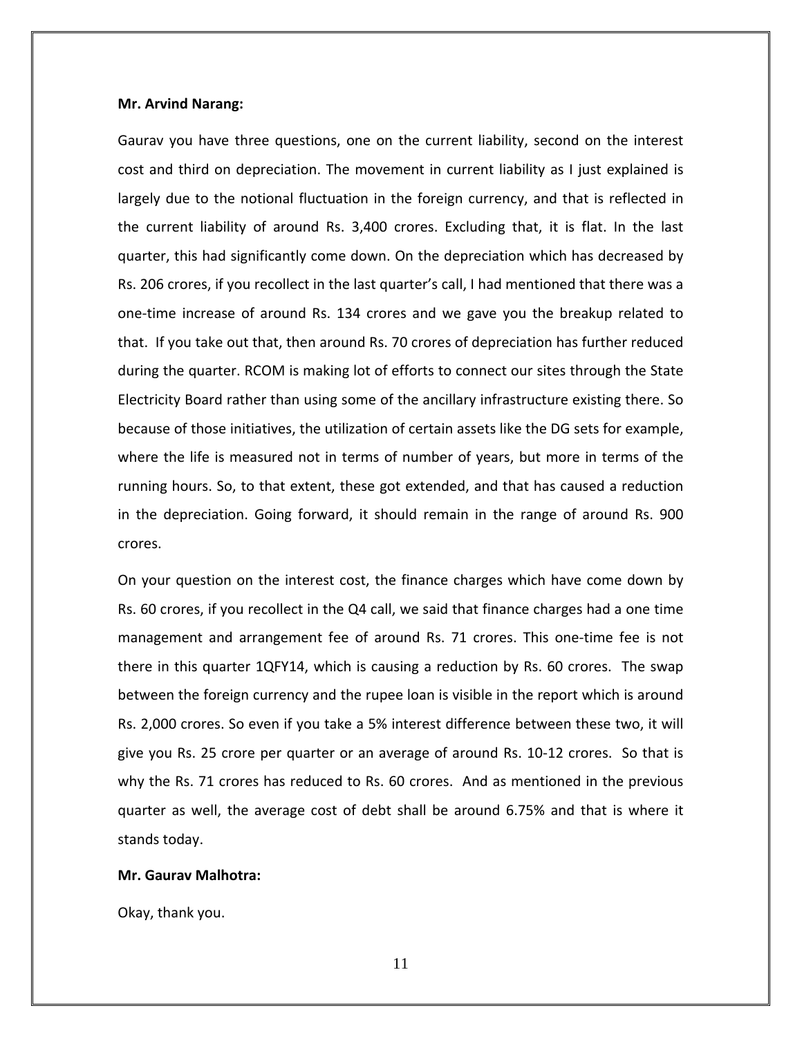**Mr. Arvind Narang:**

Gaurav you have three questions, one on the current liability, second on the interest cost and third on depreciation. The movement in current liability as I just explained is largely due to the notional fluctuation in the foreign currency, and that is reflected in the current liability of around Rs. 3,400 crores. Excluding that, it is flat. In the last quarter, this had significantly come down. On the depreciation which has decreased by Rs. 206 crores, if you recollect in the last quarter's call, I had mentioned that there was a one-time increase of around Rs. 134 crores and we gave you the breakup related to that. If you take out that, then around Rs. 70 crores of depreciation has further reduced during the quarter. RCOM is making lot of efforts to connect our sites through the State Electricity Board rather than using some of the ancillary infrastructure existing there. So because of those initiatives, the utilization of certain assets like the DG sets for example, where the life is measured not in terms of number of years, but more in terms of the running hours. So, to that extent, these got extended, and that has caused a reduction in the depreciation. Going forward, it should remain in the range of around Rs. 900 crores.

On your question on the interest cost, the finance charges which have come down by Rs. 60 crores, if you recollect in the Q4 call, we said that finance charges had a one time management and arrangement fee of around Rs. 71 crores. This one-time fee is not there in this quarter 1QFY14, which is causing a reduction by Rs. 60 crores. The swap between the foreign currency and the rupee loan is visible in the report which is around Rs. 2,000 crores. So even if you take a 5% interest difference between these two, it will give you Rs. 25 crore per quarter or an average of around Rs. 10-12 crores. So that is why the Rs. 71 crores has reduced to Rs. 60 crores. And as mentioned in the previous quarter as well, the average cost of debt shall be around 6.75% and that is where it stands today.

**Mr. Gaurav Malhotra:**

Okay, thank you.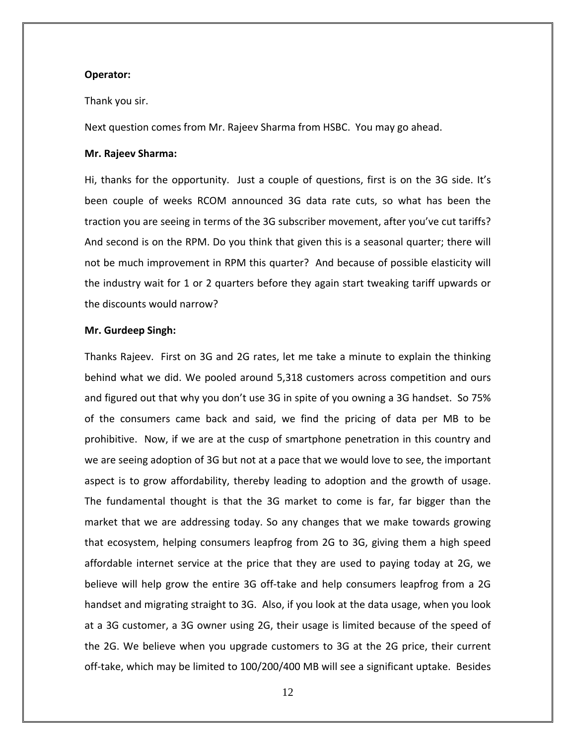**Operator:**

Thank you sir.

Next question comes from Mr. Rajeev Sharma from HSBC. You may go ahead.

**Mr. Rajeev Sharma:**

Hi, thanks for the opportunity. Just a couple of questions, first is on the 3G side. It's been couple of weeks RCOM announced 3G data rate cuts, so what has been the traction you are seeing in terms of the 3G subscriber movement, after you've cut tariffs? And second is on the RPM. Do you think that given this is a seasonal quarter; there will not be much improvement in RPM this quarter? And because of possible elasticity will the industry wait for 1 or 2 quarters before they again start tweaking tariff upwards or the discounts would narrow?

**Mr. Gurdeep Singh:**

Thanks Rajeev. First on 3G and 2G rates, let me take a minute to explain the thinking behind what we did. We pooled around 5,318 customers across competition and ours and figured out that why you don't use 3G in spite of you owning a 3G handset. So 75% of the consumers came back and said, we find the pricing of data per MB to be prohibitive. Now, if we are at the cusp of smartphone penetration in this country and we are seeing adoption of 3G but not at a pace that we would love to see, the important aspect is to grow affordability, thereby leading to adoption and the growth of usage. The fundamental thought is that the 3G market to come is far, far bigger than the market that we are addressing today. So any changes that we make towards growing that ecosystem, helping consumers leapfrog from 2G to 3G, giving them a high speed affordable internet service at the price that they are used to paying today at 2G, we believe will help grow the entire 3G off-take and help consumers leapfrog from a 2G handset and migrating straight to 3G. Also, if you look at the data usage, when you look at a 3G customer, a 3G owner using 2G, their usage is limited because of the speed of the 2G. We believe when you upgrade customers to 3G at the 2G price, their current off-take, which may be limited to 100/200/400 MB will see a significant uptake. Besides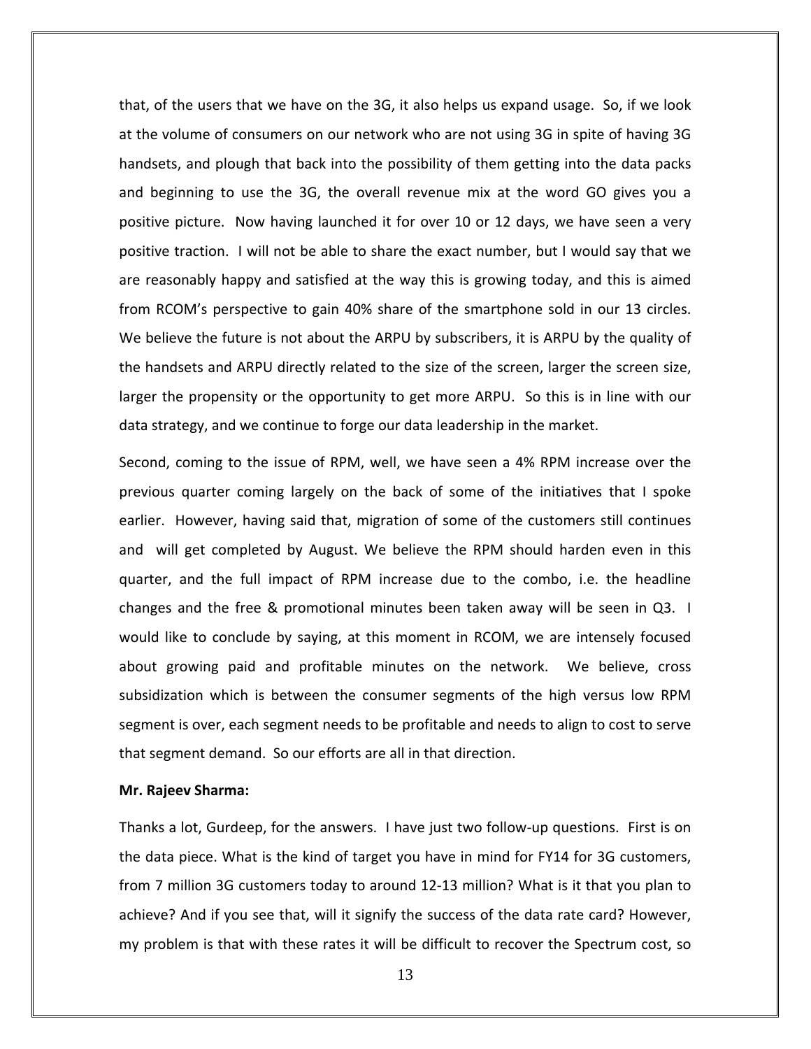that, of the users that we have on the 3G, it also helps us expand usage. So, if we look at the volume of consumers on our network who are not using 3G in spite of having 3G handsets, and plough that back into the possibility of them getting into the data packs and beginning to use the 3G, the overall revenue mix at the word GO gives you a positive picture. Now having launched it for over 10 or 12 days, we have seen a very positive traction. I will not be able to share the exact number, but I would say that we are reasonably happy and satisfied at the way this is growing today, and this is aimed from RCOM's perspective to gain 40% share of the smartphone sold in our 13 circles. We believe the future is not about the ARPU by subscribers, it is ARPU by the quality of the handsets and ARPU directly related to the size of the screen, larger the screen size, larger the propensity or the opportunity to get more ARPU. So this is in line with our data strategy, and we continue to forge our data leadership in the market.

Second, coming to the issue of RPM, well, we have seen a 4% RPM increase over the previous quarter coming largely on the back of some of the initiatives that I spoke earlier. However, having said that, migration of some of the customers still continues and will get completed by August. We believe the RPM should harden even in this quarter, and the full impact of RPM increase due to the combo, i.e. the headline changes and the free & promotional minutes been taken away will be seen in Q3. I would like to conclude by saying, at this moment in RCOM, we are intensely focused about growing paid and profitable minutes on the network. We believe, cross subsidization which is between the consumer segments of the high versus low RPM segment is over, each segment needs to be profitable and needs to align to cost to serve that segment demand. So our efforts are all in that direction.

**Mr. Rajeev Sharma:**

Thanks a lot, Gurdeep, for the answers. I have just two follow-up questions. First is on the data piece. What is the kind of target you have in mind for FY14 for 3G customers, from 7 million 3G customers today to around 12-13 million? What is it that you plan to achieve? And if you see that, will it signify the success of the data rate card? However, my problem is that with these rates it will be difficult to recover the Spectrum cost, so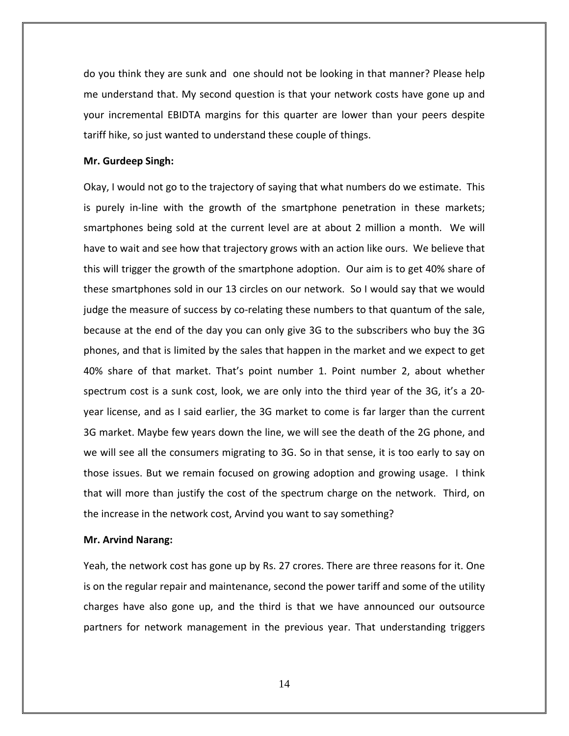do you think they are sunk and one should not be looking in that manner? Please help me understand that. My second question is that your network costs have gone up and your incremental EBIDTA margins for this quarter are lower than your peers despite tariff hike, so just wanted to understand these couple of things.

**Mr. Gurdeep Singh:**

Okay, I would not go to the trajectory of saying that what numbers do we estimate. This is purely in-line with the growth of the smartphone penetration in these markets; smartphones being sold at the current level are at about 2 million a month. We will have to wait and see how that trajectory grows with an action like ours. We believe that this will trigger the growth of the smartphone adoption. Our aim is to get 40% share of these smartphones sold in our 13 circles on our network. So I would say that we would judge the measure of success by co-relating these numbers to that quantum of the sale, because at the end of the day you can only give 3G to the subscribers who buy the 3G phones, and that is limited by the sales that happen in the market and we expect to get 40% share of that market. That's point number 1. Point number 2, about whether spectrum cost is a sunk cost, look, we are only into the third year of the 3G, it's a 20-year license, and as I said earlier, the 3G market to come is far larger than the current 3G market. Maybe few years down the line, we will see the death of the 2G phone, and we will see all the consumers migrating to 3G. So in that sense, it is too early to say on those issues. But we remain focused on growing adoption and growing usage. I think that will more than justify the cost of the spectrum charge on the network. Third, on the increase in the network cost, Arvind you want to say something?

**Mr. Arvind Narang:**

Yeah, the network cost has gone up by Rs. 27 crores. There are three reasons for it. One is on the regular repair and maintenance, second the power tariff and some of the utility charges have also gone up, and the third is that we have announced our outsource partners for network management in the previous year. That understanding triggers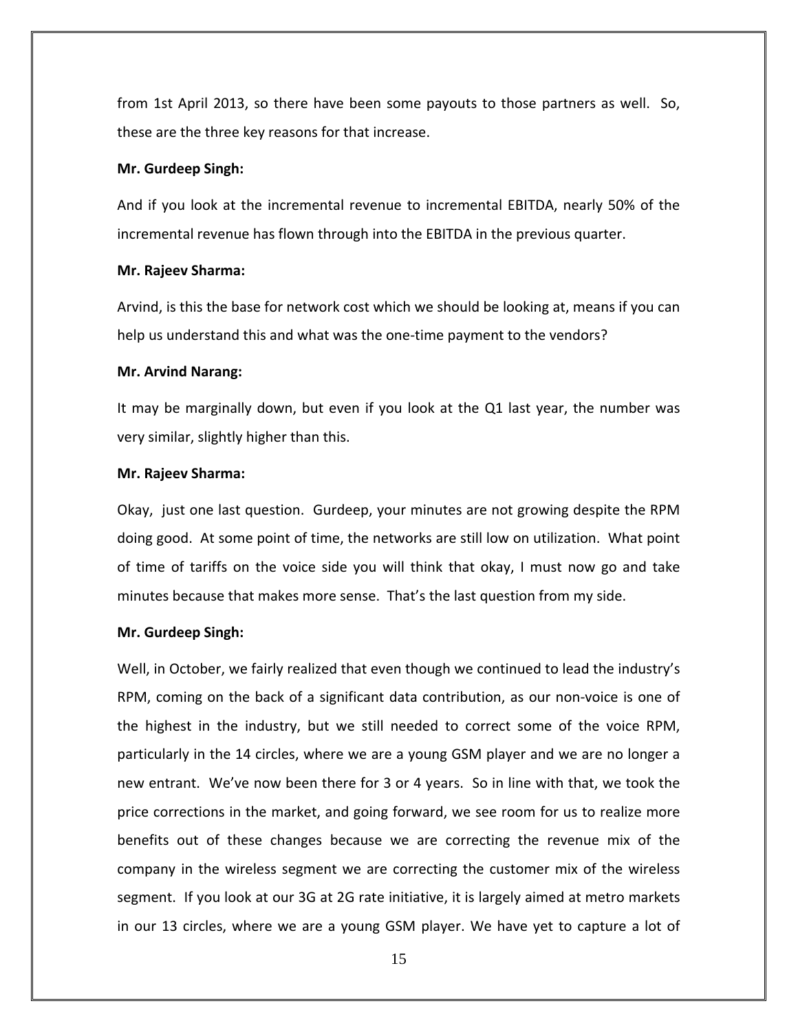from 1st April 2013, so there have been some payouts to those partners as well. So, these are the three key reasons for that increase.

**Mr. Gurdeep Singh:**

And if you look at the incremental revenue to incremental EBITDA, nearly 50% of the incremental revenue has flown through into the EBITDA in the previous quarter.

**Mr. Rajeev Sharma:**

Arvind, is this the base for network cost which we should be looking at, means if you can help us understand this and what was the one-time payment to the vendors?

**Mr. Arvind Narang:**

It may be marginally down, but even if you look at the Q1 last year, the number was very similar, slightly higher than this.

**Mr. Rajeev Sharma:**

Okay, just one last question. Gurdeep, your minutes are not growing despite the RPM doing good. At some point of time, the networks are still low on utilization. What point of time of tariffs on the voice side you will think that okay, I must now go and take minutes because that makes more sense. That's the last question from my side.

**Mr. Gurdeep Singh:**

Well, in October, we fairly realized that even though we continued to lead the industry's RPM, coming on the back of a significant data contribution, as our non-voice is one of the highest in the industry, but we still needed to correct some of the voice RPM, particularly in the 14 circles, where we are a young GSM player and we are no longer a new entrant. We've now been there for 3 or 4 years. So in line with that, we took the price corrections in the market, and going forward, we see room for us to realize more benefits out of these changes because we are correcting the revenue mix of the company in the wireless segment we are correcting the customer mix of the wireless segment. If you look at our 3G at 2G rate initiative, it is largely aimed at metro markets in our 13 circles, where we are a young GSM player. We have yet to capture a lot of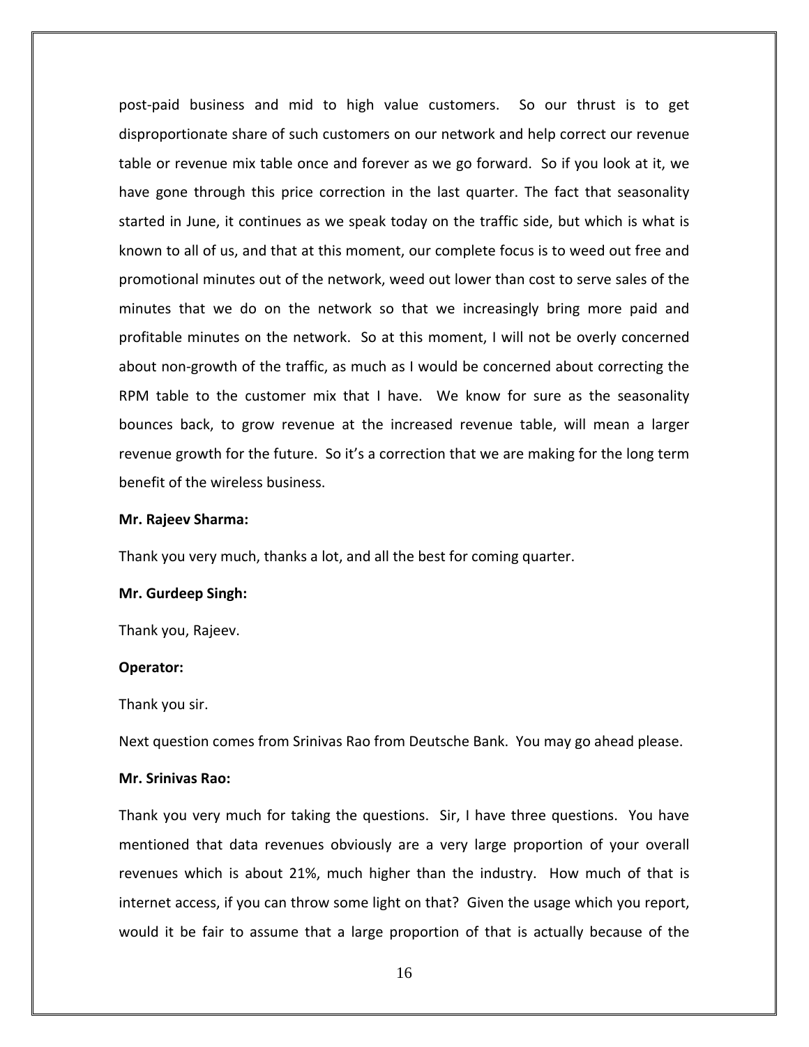post-paid business and mid to high value customers. So our thrust is to get disproportionate share of such customers on our network and help correct our revenue table or revenue mix table once and forever as we go forward. So if you look at it, we have gone through this price correction in the last quarter. The fact that seasonality started in June, it continues as we speak today on the traffic side, but which is what is known to all of us, and that at this moment, our complete focus is to weed out free and promotional minutes out of the network, weed out lower than cost to serve sales of the minutes that we do on the network so that we increasingly bring more paid and profitable minutes on the network. So at this moment, I will not be overly concerned about non-growth of the traffic, as much as I would be concerned about correcting the RPM table to the customer mix that I have. We know for sure as the seasonality bounces back, to grow revenue at the increased revenue table, will mean a larger revenue growth for the future. So it's a correction that we are making for the long term benefit of the wireless business.

**Mr. Rajeev Sharma:**

Thank you very much, thanks a lot, and all the best for coming quarter.

**Mr. Gurdeep Singh:**

Thank you, Rajeev.

**Operator:**

Thank you sir.

Next question comes from Srinivas Rao from Deutsche Bank. You may go ahead please.

**Mr. Srinivas Rao:**

Thank you very much for taking the questions. Sir, I have three questions. You have mentioned that data revenues obviously are a very large proportion of your overall revenues which is about 21%, much higher than the industry. How much of that is internet access, if you can throw some light on that? Given the usage which you report, would it be fair to assume that a large proportion of that is actually because of the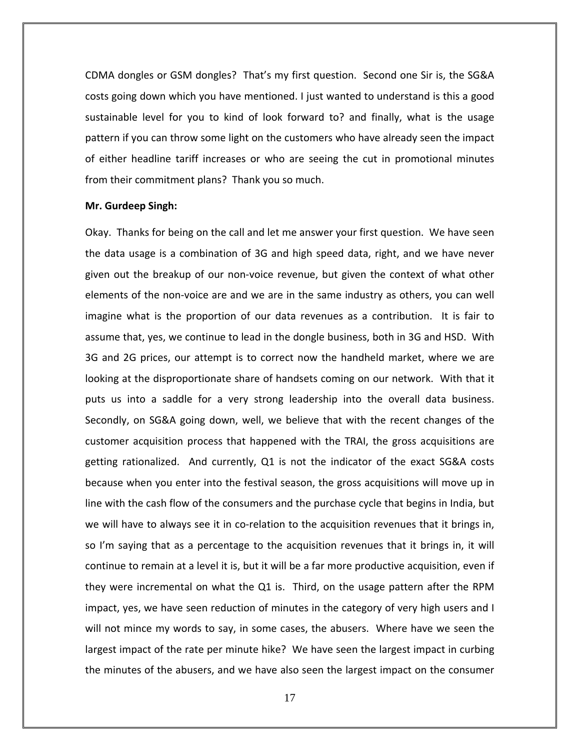CDMA dongles or GSM dongles? That's my first question. Second one Sir is, the SG&A costs going down which you have mentioned. I just wanted to understand is this a good sustainable level for you to kind of look forward to? and finally, what is the usage pattern if you can throw some light on the customers who have already seen the impact of either headline tariff increases or who are seeing the cut in promotional minutes from their commitment plans? Thank you so much.

**Mr. Gurdeep Singh:**

Okay. Thanks for being on the call and let me answer your first question. We have seen the data usage is a combination of 3G and high speed data, right, and we have never given out the breakup of our non-voice revenue, but given the context of what other elements of the non-voice are and we are in the same industry as others, you can well imagine what is the proportion of our data revenues as a contribution. It is fair to assume that, yes, we continue to lead in the dongle business, both in 3G and HSD. With 3G and 2G prices, our attempt is to correct now the handheld market, where we are looking at the disproportionate share of handsets coming on our network. With that it puts us into a saddle for a very strong leadership into the overall data business. Secondly, on SG&A going down, well, we believe that with the recent changes of the customer acquisition process that happened with the TRAI, the gross acquisitions are getting rationalized. And currently, Q1 is not the indicator of the exact SG&A costs because when you enter into the festival season, the gross acquisitions will move up in line with the cash flow of the consumers and the purchase cycle that begins in India, but we will have to always see it in co-relation to the acquisition revenues that it brings in, so I'm saying that as a percentage to the acquisition revenues that it brings in, it will continue to remain at a level it is, but it will be a far more productive acquisition, even if they were incremental on what the Q1 is. Third, on the usage pattern after the RPM impact, yes, we have seen reduction of minutes in the category of very high users and I will not mince my words to say, in some cases, the abusers. Where have we seen the largest impact of the rate per minute hike? We have seen the largest impact in curbing the minutes of the abusers, and we have also seen the largest impact on the consumer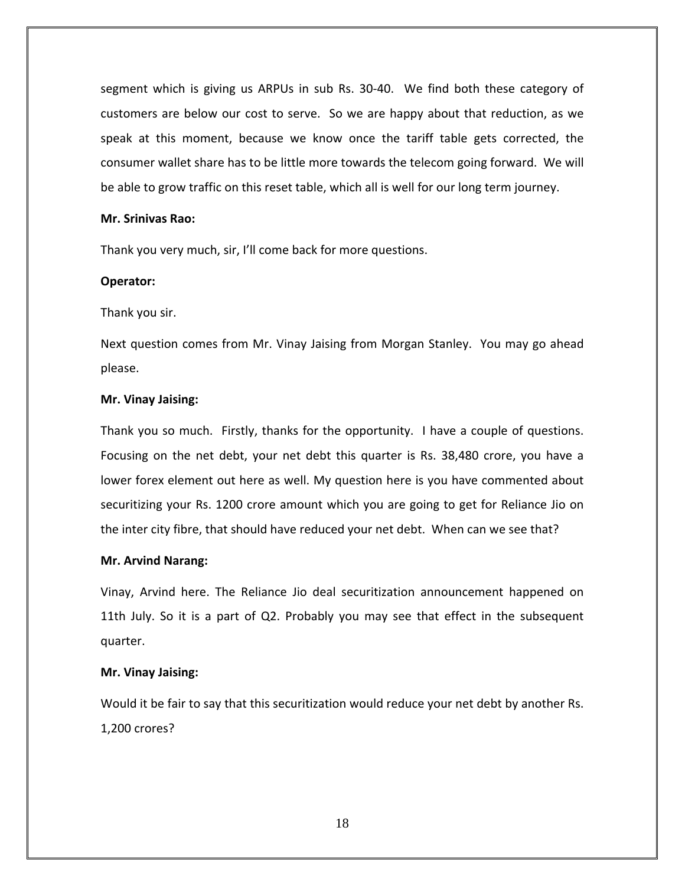segment which is giving us ARPUs in sub Rs. 30-40. We find both these category of customers are below our cost to serve. So we are happy about that reduction, as we speak at this moment, because we know once the tariff table gets corrected, the consumer wallet share has to be little more towards the telecom going forward. We will be able to grow traffic on this reset table, which all is well for our long term journey.

**Mr. Srinivas Rao:**

Thank you very much, sir, I'll come back for more questions.

**Operator:**

Thank you sir.

Next question comes from Mr. Vinay Jaising from Morgan Stanley. You may go ahead please.

**Mr. Vinay Jaising:**

Thank you so much. Firstly, thanks for the opportunity. I have a couple of questions. Focusing on the net debt, your net debt this quarter is Rs. 38,480 crore, you have a lower forex element out here as well. My question here is you have commented about securitizing your Rs. 1200 crore amount which you are going to get for Reliance Jio on the inter city fibre, that should have reduced your net debt. When can we see that?

**Mr. Arvind Narang:**

Vinay, Arvind here. The Reliance Jio deal securitization announcement happened on 11th July. So it is a part of Q2. Probably you may see that effect in the subsequent quarter.

**Mr. Vinay Jaising:**

Would it be fair to say that this securitization would reduce your net debt by another Rs. 1,200 crores?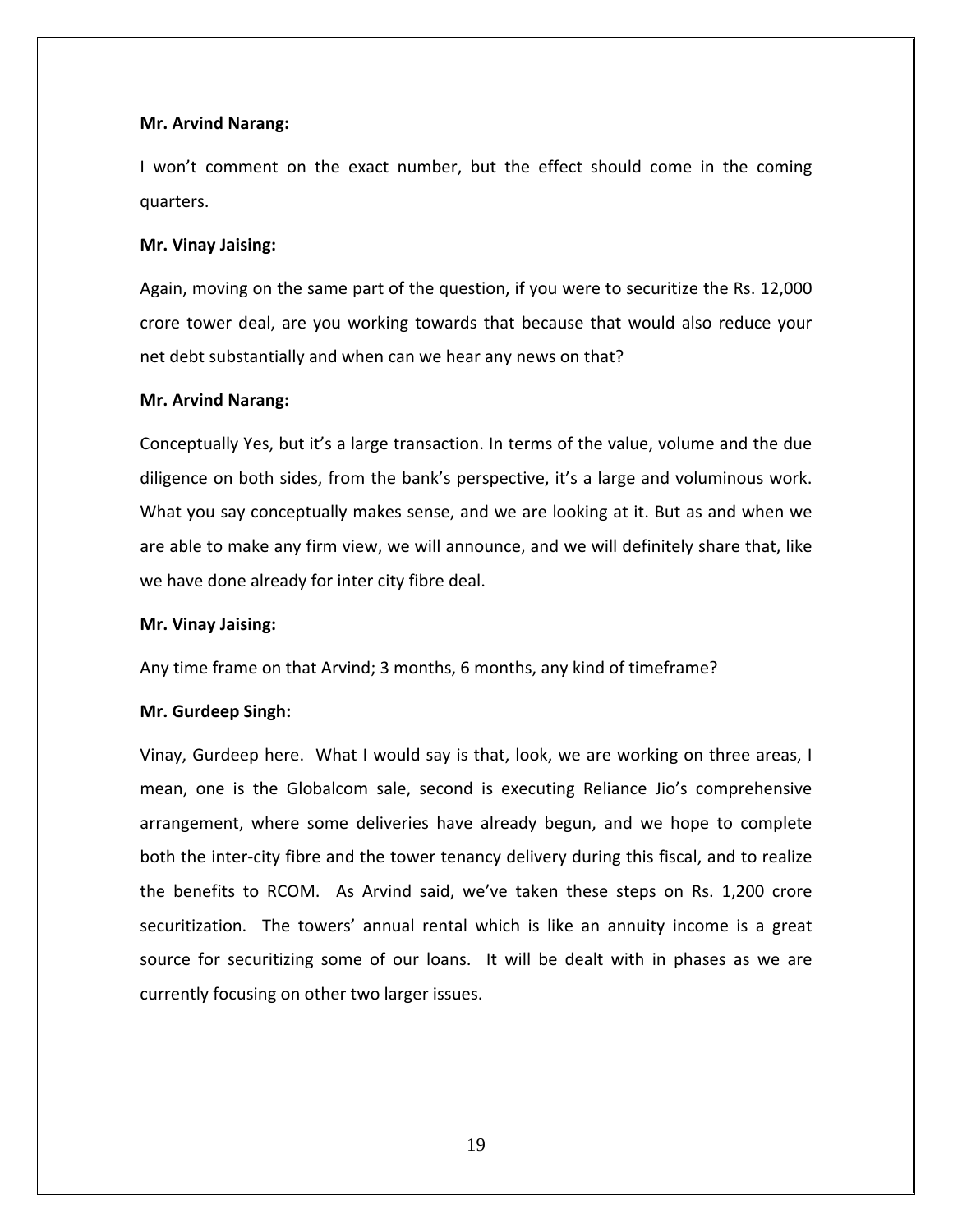**Mr. Arvind Narang:**

I won't comment on the exact number, but the effect should come in the coming quarters.

**Mr. Vinay Jaising:**

Again, moving on the same part of the question, if you were to securitize the Rs. 12,000 crore tower deal, are you working towards that because that would also reduce your net debt substantially and when can we hear any news on that?

**Mr. Arvind Narang:**

Conceptually Yes, but it's a large transaction. In terms of the value, volume and the due diligence on both sides, from the bank's perspective, it's a large and voluminous work. What you say conceptually makes sense, and we are looking at it. But as and when we are able to make any firm view, we will announce, and we will definitely share that, like we have done already for inter city fibre deal.

**Mr. Vinay Jaising:**

Any time frame on that Arvind; 3 months, 6 months, any kind of timeframe?

**Mr. Gurdeep Singh:**

Vinay, Gurdeep here. What I would say is that, look, we are working on three areas, I mean, one is the Globalcom sale, second is executing Reliance Jio's comprehensive arrangement, where some deliveries have already begun, and we hope to complete both the inter-city fibre and the tower tenancy delivery during this fiscal, and to realize the benefits to RCOM. As Arvind said, we've taken these steps on Rs. 1,200 crore securitization. The towers' annual rental which is like an annuity income is a great source for securitizing some of our loans. It will be dealt with in phases as we are currently focusing on other two larger issues.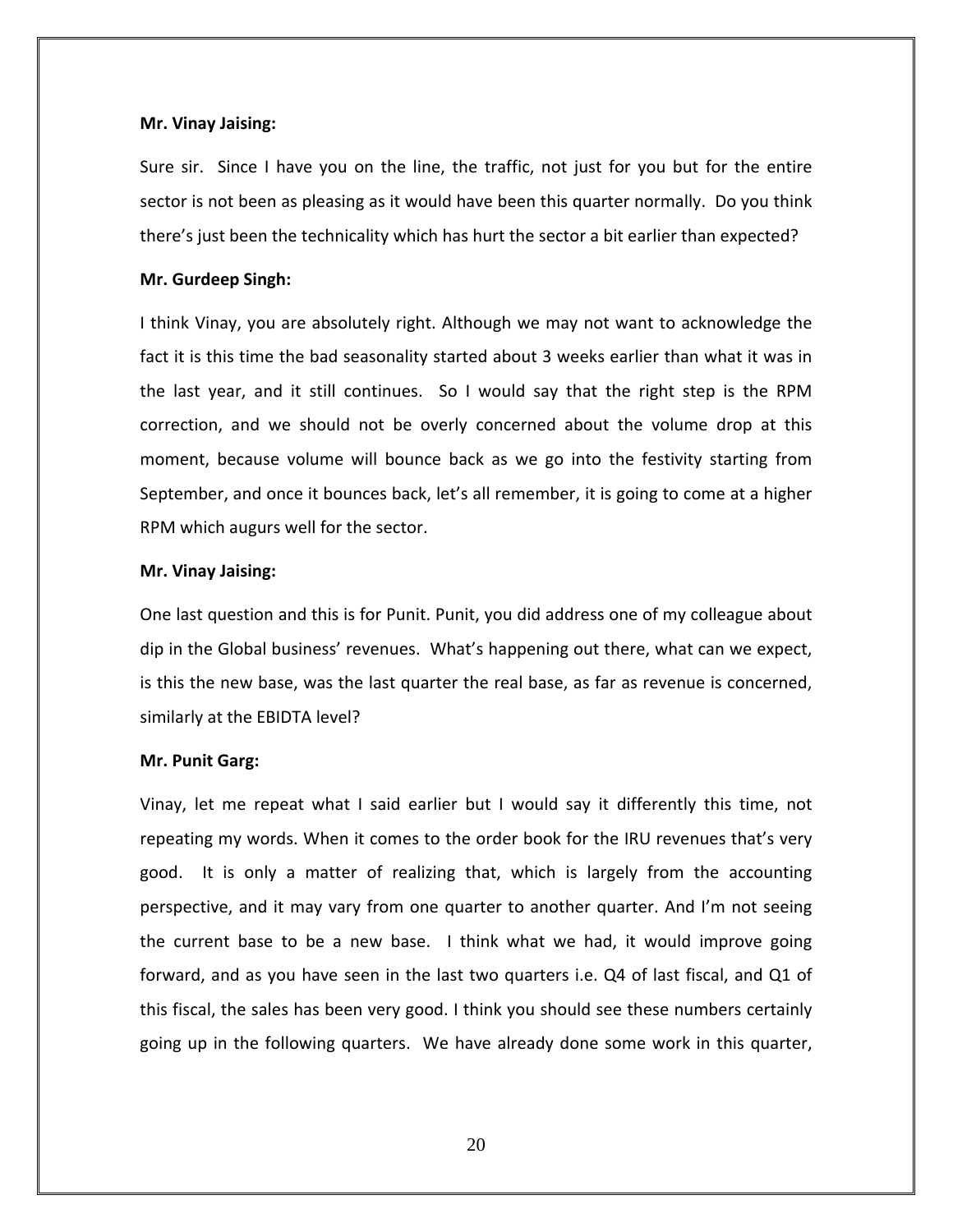**Mr. Vinay Jaising:**

Sure sir. Since I have you on the line, the traffic, not just for you but for the entire sector is not been as pleasing as it would have been this quarter normally. Do you think there's just been the technicality which has hurt the sector a bit earlier than expected?

**Mr. Gurdeep Singh:**

I think Vinay, you are absolutely right. Although we may not want to acknowledge the fact it is this time the bad seasonality started about 3 weeks earlier than what it was in the last year, and it still continues. So I would say that the right step is the RPM correction, and we should not be overly concerned about the volume drop at this moment, because volume will bounce back as we go into the festivity starting from September, and once it bounces back, let's all remember, it is going to come at a higher RPM which augurs well for the sector.

**Mr. Vinay Jaising:**

One last question and this is for Punit. Punit, you did address one of my colleague about dip in the Global business' revenues. What's happening out there, what can we expect, is this the new base, was the last quarter the real base, as far as revenue is concerned, similarly at the EBIDTA level?

**Mr. Punit Garg:**

Vinay, let me repeat what I said earlier but I would say it differently this time, not repeating my words. When it comes to the order book for the IRU revenues that's very good. It is only a matter of realizing that, which is largely from the accounting perspective, and it may vary from one quarter to another quarter. And I'm not seeing the current base to be a new base. I think what we had, it would improve going forward, and as you have seen in the last two quarters i.e. Q4 of last fiscal, and Q1 of this fiscal, the sales has been very good. I think you should see these numbers certainly going up in the following quarters. We have already done some work in this quarter,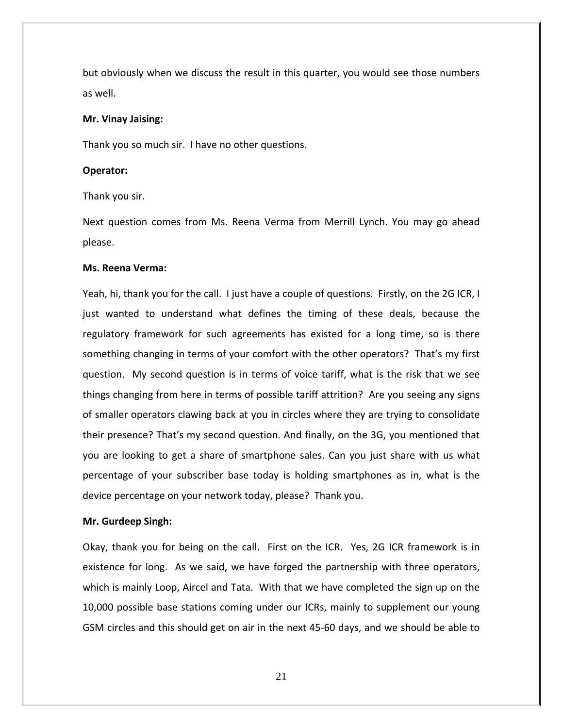but obviously when we discuss the result in this quarter, you would see those numbers as well.

**Mr. Vinay Jaising:**

Thank you so much sir. I have no other questions.

**Operator:**

Thank you sir.

Next question comes from Ms. Reena Verma from Merrill Lynch. You may go ahead please.

**Ms. Reena Verma:**

Yeah, hi, thank you for the call. I just have a couple of questions. Firstly, on the 2G ICR, I just wanted to understand what defines the timing of these deals, because the regulatory framework for such agreements has existed for a long time, so is there something changing in terms of your comfort with the other operators? That's my first question. My second question is in terms of voice tariff, what is the risk that we see things changing from here in terms of possible tariff attrition? Are you seeing any signs of smaller operators clawing back at you in circles where they are trying to consolidate their presence? That's my second question. And finally, on the 3G, you mentioned that you are looking to get a share of smartphone sales. Can you just share with us what percentage of your subscriber base today is holding smartphones as in, what is the device percentage on your network today, please? Thank you.

**Mr. Gurdeep Singh:**

Okay, thank you for being on the call. First on the ICR. Yes, 2G ICR framework is in existence for long. As we said, we have forged the partnership with three operators, which is mainly Loop, Aircel and Tata. With that we have completed the sign up on the 10,000 possible base stations coming under our ICRs, mainly to supplement our young GSM circles and this should get on air in the next 45-60 days, and we should be able to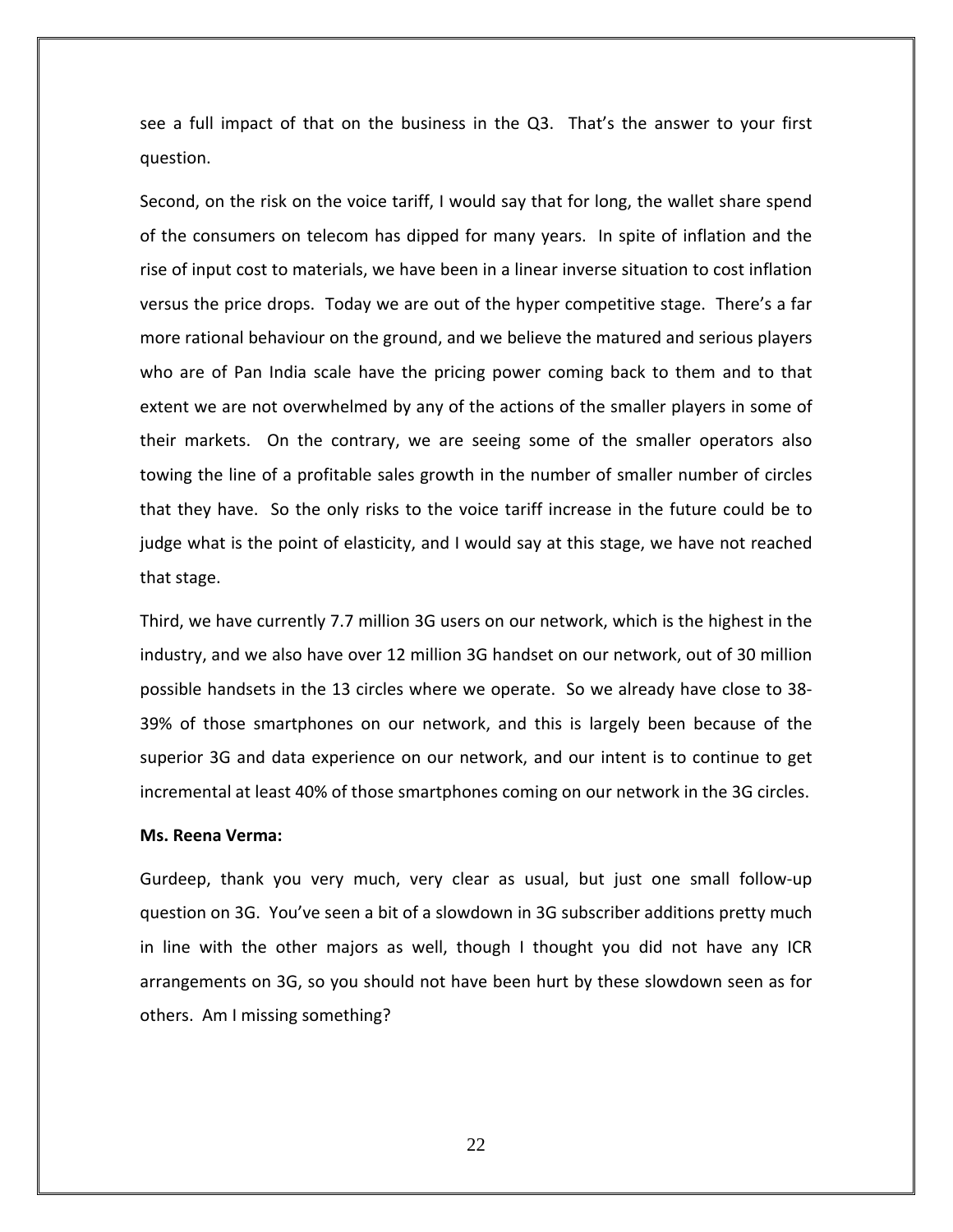see a full impact of that on the business in the Q3. That's the answer to your first question.

Second, on the risk on the voice tariff, I would say that for long, the wallet share spend of the consumers on telecom has dipped for many years. In spite of inflation and the rise of input cost to materials, we have been in a linear inverse situation to cost inflation versus the price drops. Today we are out of the hyper competitive stage. There's a far more rational behaviour on the ground, and we believe the matured and serious players who are of Pan India scale have the pricing power coming back to them and to that extent we are not overwhelmed by any of the actions of the smaller players in some of their markets. On the contrary, we are seeing some of the smaller operators also towing the line of a profitable sales growth in the number of smaller number of circles that they have. So the only risks to the voice tariff increase in the future could be to judge what is the point of elasticity, and I would say at this stage, we have not reached that stage.

Third, we have currently 7.7 million 3G users on our network, which is the highest in the industry, and we also have over 12 million 3G handset on our network, out of 30 million possible handsets in the 13 circles where we operate. So we already have close to 38-39% of those smartphones on our network, and this is largely been because of the superior 3G and data experience on our network, and our intent is to continue to get incremental at least 40% of those smartphones coming on our network in the 3G circles.

**Ms. Reena Verma:**

Gurdeep, thank you very much, very clear as usual, but just one small follow-up question on 3G. You've seen a bit of a slowdown in 3G subscriber additions pretty much in line with the other majors as well, though I thought you did not have any ICR arrangements on 3G, so you should not have been hurt by these slowdown seen as for others. Am I missing something?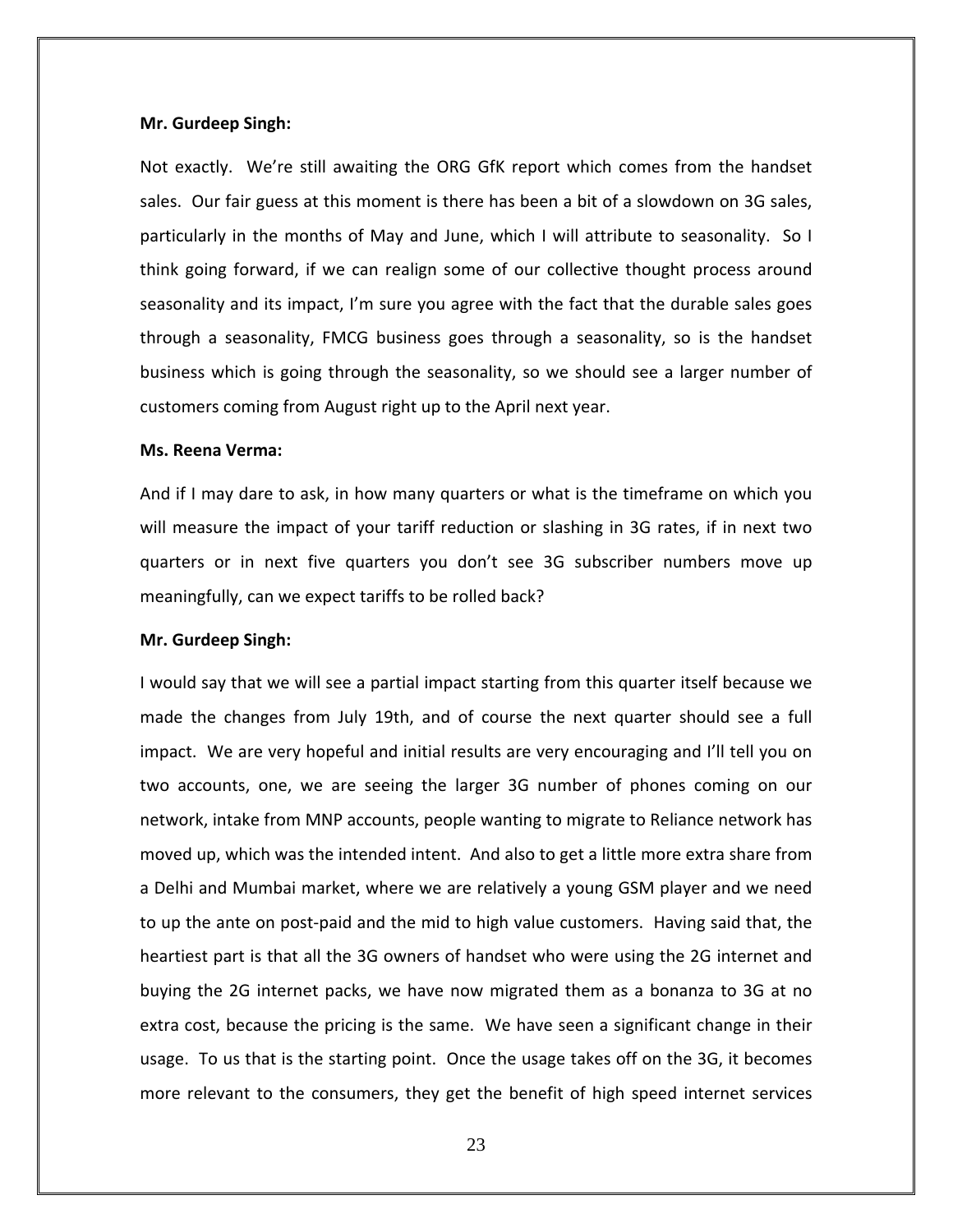**Mr. Gurdeep Singh:**

Not exactly. We're still awaiting the ORG GfK report which comes from the handset sales. Our fair guess at this moment is there has been a bit of a slowdown on 3G sales, particularly in the months of May and June, which I will attribute to seasonality. So I think going forward, if we can realign some of our collective thought process around seasonality and its impact, I'm sure you agree with the fact that the durable sales goes through a seasonality, FMCG business goes through a seasonality, so is the handset business which is going through the seasonality, so we should see a larger number of customers coming from August right up to the April next year.

**Ms. Reena Verma:**

And if I may dare to ask, in how many quarters or what is the timeframe on which you will measure the impact of your tariff reduction or slashing in 3G rates, if in next two quarters or in next five quarters you don't see 3G subscriber numbers move up meaningfully, can we expect tariffs to be rolled back?

**Mr. Gurdeep Singh:**

I would say that we will see a partial impact starting from this quarter itself because we made the changes from July 19th, and of course the next quarter should see a full impact. We are very hopeful and initial results are very encouraging and I'll tell you on two accounts, one, we are seeing the larger 3G number of phones coming on our network, intake from MNP accounts, people wanting to migrate to Reliance network has moved up, which was the intended intent. And also to get a little more extra share from a Delhi and Mumbai market, where we are relatively a young GSM player and we need to up the ante on post-paid and the mid to high value customers. Having said that, the heartiest part is that all the 3G owners of handset who were using the 2G internet and buying the 2G internet packs, we have now migrated them as a bonanza to 3G at no extra cost, because the pricing is the same. We have seen a significant change in their usage. To us that is the starting point. Once the usage takes off on the 3G, it becomes more relevant to the consumers, they get the benefit of high speed internet services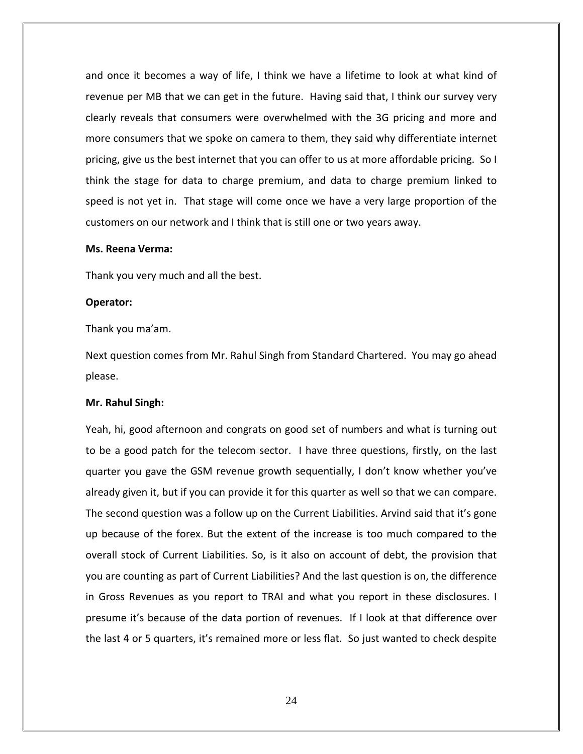and once it becomes a way of life, I think we have a lifetime to look at what kind of revenue per MB that we can get in the future. Having said that, I think our survey very clearly reveals that consumers were overwhelmed with the 3G pricing and more and more consumers that we spoke on camera to them, they said why differentiate internet pricing, give us the best internet that you can offer to us at more affordable pricing. So I think the stage for data to charge premium, and data to charge premium linked to speed is not yet in. That stage will come once we have a very large proportion of the customers on our network and I think that is still one or two years away.

**Ms. Reena Verma:**

Thank you very much and all the best.

**Operator:**

Thank you ma'am.

Next question comes from Mr. Rahul Singh from Standard Chartered. You may go ahead please.

**Mr. Rahul Singh:**

Yeah, hi, good afternoon and congrats on good set of numbers and what is turning out to be a good patch for the telecom sector. I have three questions, firstly, on the last quarter you gave the GSM revenue growth sequentially, I don't know whether you've already given it, but if you can provide it for this quarter as well so that we can compare. The second question was a follow up on the Current Liabilities. Arvind said that it's gone up because of the forex. But the extent of the increase is too much compared to the overall stock of Current Liabilities. So, is it also on account of debt, the provision that you are counting as part of Current Liabilities? And the last question is on, the difference in Gross Revenues as you report to TRAI and what you report in these disclosures. I presume it's because of the data portion of revenues. If I look at that difference over the last 4 or 5 quarters, it's remained more or less flat. So just wanted to check despite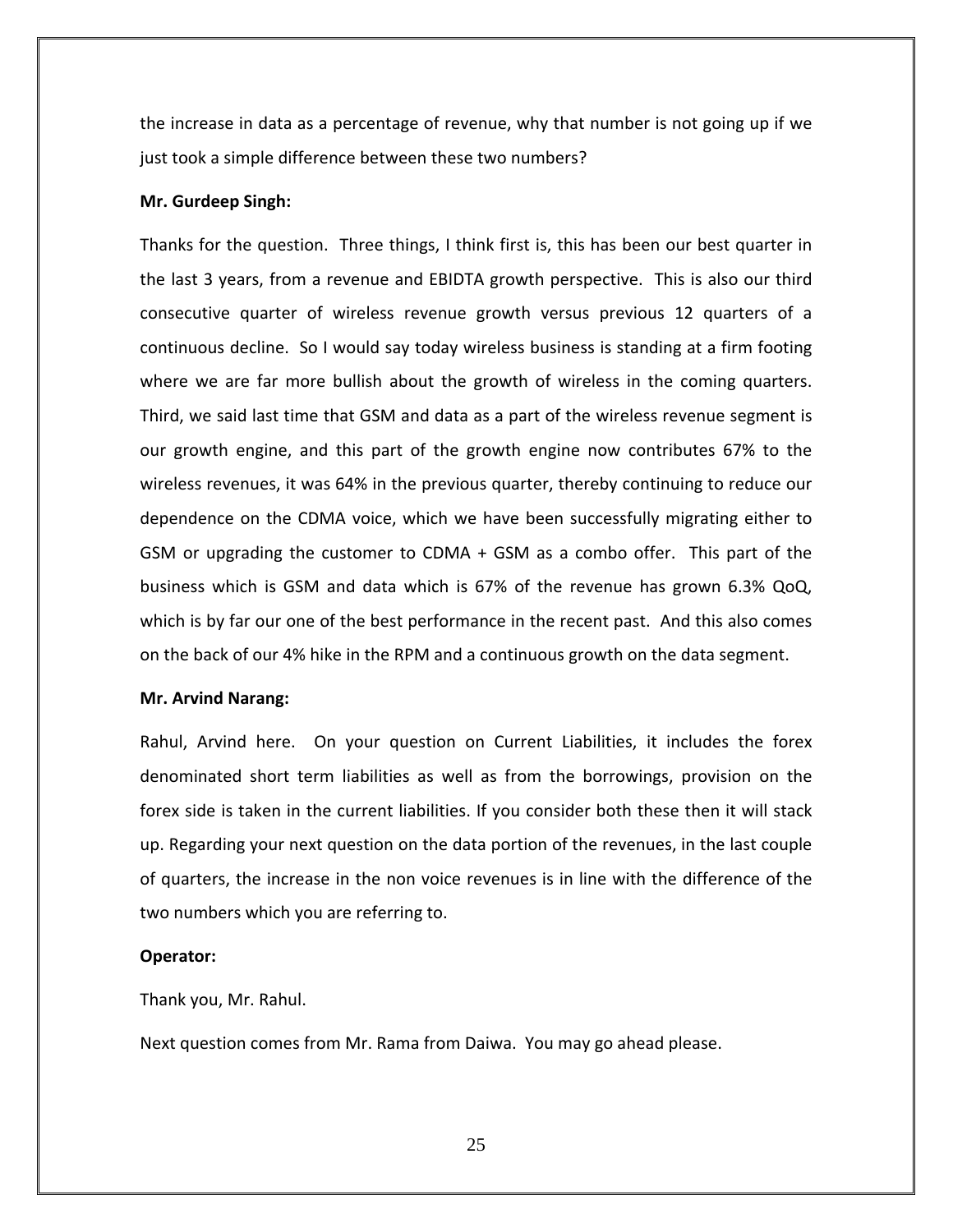the increase in data as a percentage of revenue, why that number is not going up if we just took a simple difference between these two numbers?

**Mr. Gurdeep Singh:**

Thanks for the question. Three things, I think first is, this has been our best quarter in the last 3 years, from a revenue and EBIDTA growth perspective. This is also our third consecutive quarter of wireless revenue growth versus previous 12 quarters of a continuous decline. So I would say today wireless business is standing at a firm footing where we are far more bullish about the growth of wireless in the coming quarters. Third, we said last time that GSM and data as a part of the wireless revenue segment is our growth engine, and this part of the growth engine now contributes 67% to the wireless revenues, it was 64% in the previous quarter, thereby continuing to reduce our dependence on the CDMA voice, which we have been successfully migrating either to GSM or upgrading the customer to CDMA + GSM as a combo offer. This part of the business which is GSM and data which is 67% of the revenue has grown 6.3% QoQ, which is by far our one of the best performance in the recent past. And this also comes on the back of our 4% hike in the RPM and a continuous growth on the data segment.

**Mr. Arvind Narang:**

Rahul, Arvind here. On your question on Current Liabilities, it includes the forex denominated short term liabilities as well as from the borrowings, provision on the forex side is taken in the current liabilities. If you consider both these then it will stack up. Regarding your next question on the data portion of the revenues, in the last couple of quarters, the increase in the non voice revenues is in line with the difference of the two numbers which you are referring to.

**Operator:**

Thank you, Mr. Rahul.

Next question comes from Mr. Rama from Daiwa. You may go ahead please.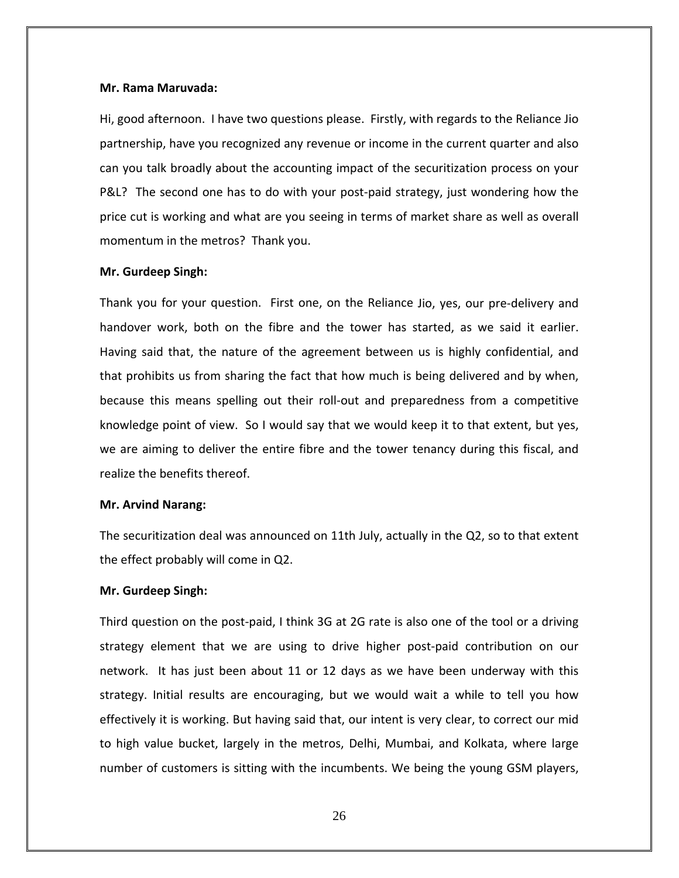**Mr. Rama Maruvada:**

Hi, good afternoon. I have two questions please. Firstly, with regards to the Reliance Jio partnership, have you recognized any revenue or income in the current quarter and also can you talk broadly about the accounting impact of the securitization process on your P&L? The second one has to do with your post-paid strategy, just wondering how the price cut is working and what are you seeing in terms of market share as well as overall momentum in the metros? Thank you.

**Mr. Gurdeep Singh:**

Thank you for your question. First one, on the Reliance Jio, yes, our pre-delivery and handover work, both on the fibre and the tower has started, as we said it earlier. Having said that, the nature of the agreement between us is highly confidential, and that prohibits us from sharing the fact that how much is being delivered and by when, because this means spelling out their roll-out and preparedness from a competitive knowledge point of view. So I would say that we would keep it to that extent, but yes, we are aiming to deliver the entire fibre and the tower tenancy during this fiscal, and realize the benefits thereof.

**Mr. Arvind Narang:**

The securitization deal was announced on 11th July, actually in the Q2, so to that extent the effect probably will come in Q2.

**Mr. Gurdeep Singh:**

Third question on the post-paid, I think 3G at 2G rate is also one of the tool or a driving strategy element that we are using to drive higher post-paid contribution on our network. It has just been about 11 or 12 days as we have been underway with this strategy. Initial results are encouraging, but we would wait a while to tell you how effectively it is working. But having said that, our intent is very clear, to correct our mid to high value bucket, largely in the metros, Delhi, Mumbai, and Kolkata, where large number of customers is sitting with the incumbents. We being the young GSM players,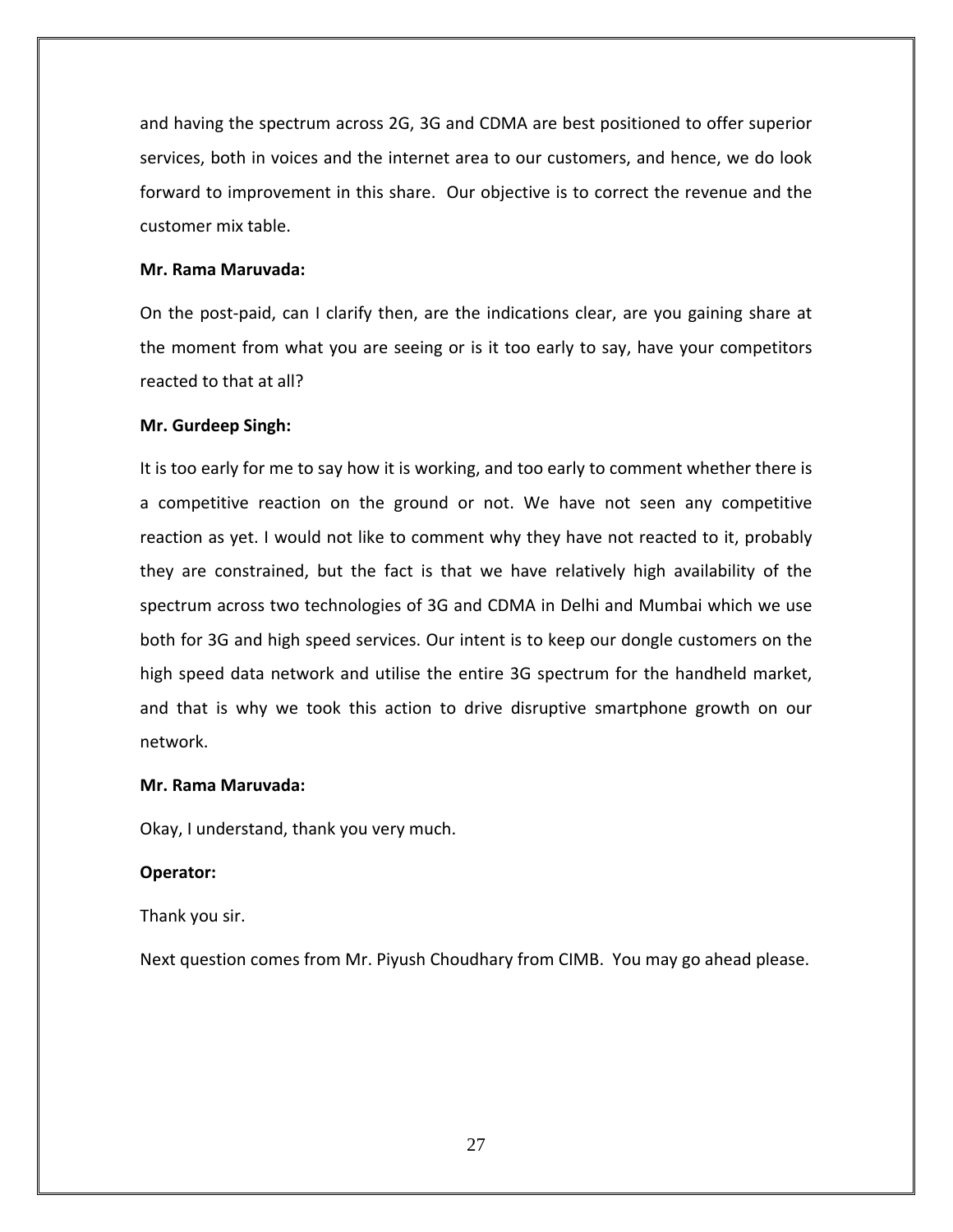and having the spectrum across 2G, 3G and CDMA are best positioned to offer superior services, both in voices and the internet area to our customers, and hence, we do look forward to improvement in this share. Our objective is to correct the revenue and the customer mix table.

**Mr. Rama Maruvada:**

On the post-paid, can I clarify then, are the indications clear, are you gaining share at the moment from what you are seeing or is it too early to say, have your competitors reacted to that at all?

**Mr. Gurdeep Singh:**

It is too early for me to say how it is working, and too early to comment whether there is a competitive reaction on the ground or not. We have not seen any competitive reaction as yet. I would not like to comment why they have not reacted to it, probably they are constrained, but the fact is that we have relatively high availability of the spectrum across two technologies of 3G and CDMA in Delhi and Mumbai which we use both for 3G and high speed services. Our intent is to keep our dongle customers on the high speed data network and utilise the entire 3G spectrum for the handheld market, and that is why we took this action to drive disruptive smartphone growth on our network.

**Mr. Rama Maruvada:**

Okay, I understand, thank you very much.

**Operator:**

Thank you sir.

Next question comes from Mr. Piyush Choudhary from CIMB. You may go ahead please.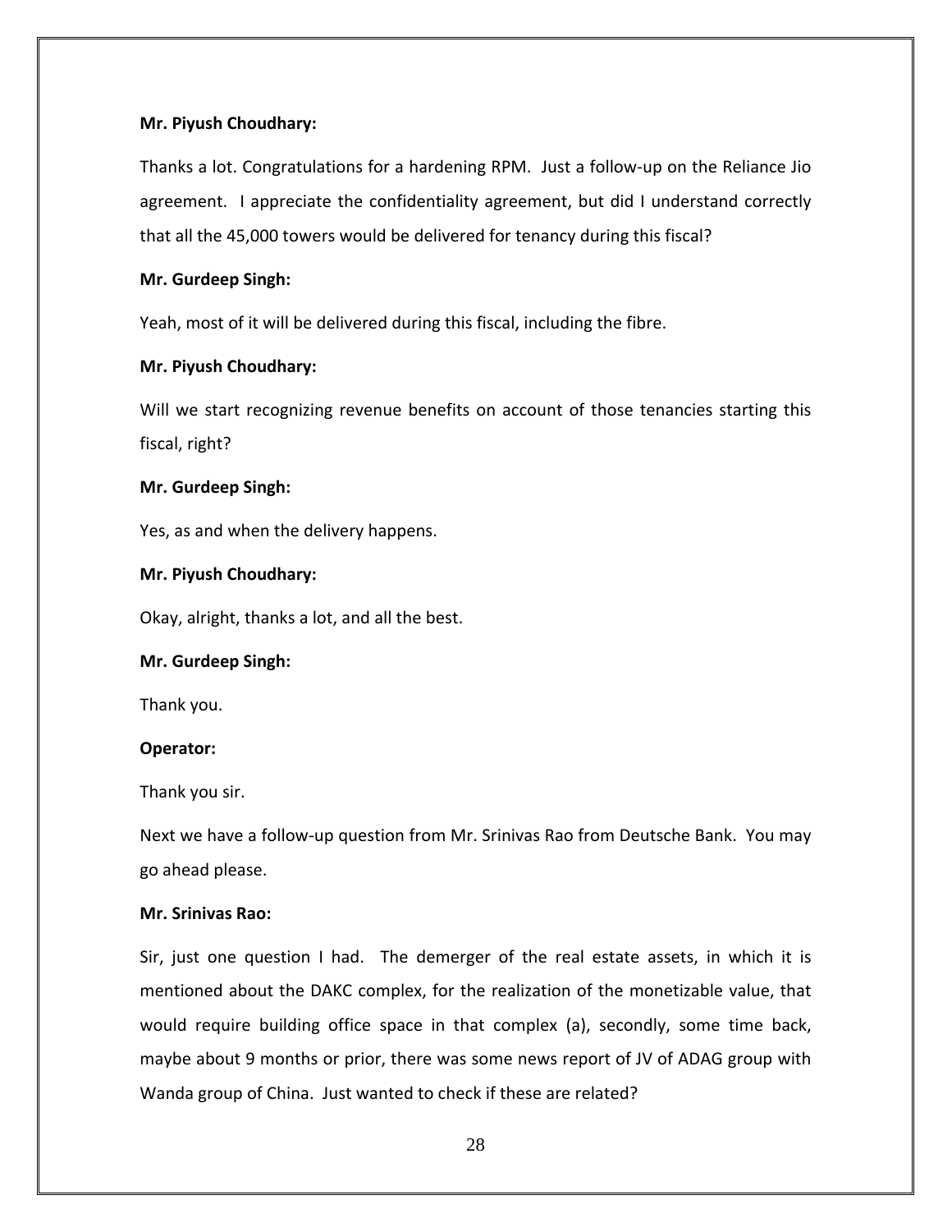**Mr. Piyush Choudhary:**

Thanks a lot. Congratulations for a hardening RPM. Just a follow-up on the Reliance Jio agreement. I appreciate the confidentiality agreement, but did I understand correctly that all the 45,000 towers would be delivered for tenancy during this fiscal?

**Mr. Gurdeep Singh:**

Yeah, most of it will be delivered during this fiscal, including the fibre.

**Mr. Piyush Choudhary:**

Will we start recognizing revenue benefits on account of those tenancies starting this fiscal, right?

**Mr. Gurdeep Singh:**

Yes, as and when the delivery happens.

**Mr. Piyush Choudhary:**

Okay, alright, thanks a lot, and all the best.

**Mr. Gurdeep Singh:**

Thank you.

**Operator:**

Thank you sir.

Next we have a follow-up question from Mr. Srinivas Rao from Deutsche Bank. You may go ahead please.

**Mr. Srinivas Rao:**

Sir, just one question I had. The demerger of the real estate assets, in which it is mentioned about the DAKC complex, for the realization of the monetizable value, that would require building office space in that complex (a), secondly, some time back, maybe about 9 months or prior, there was some news report of JV of ADAG group with Wanda group of China. Just wanted to check if these are related?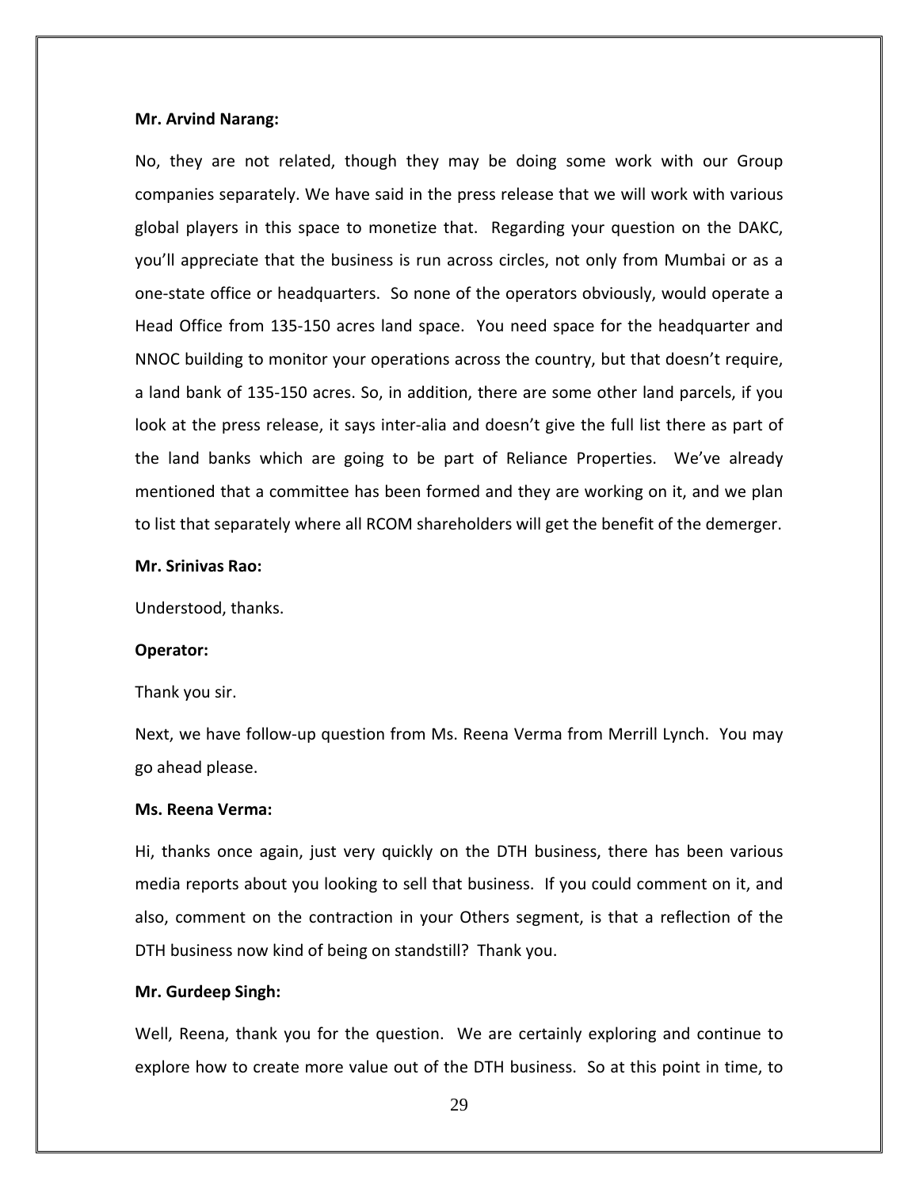**Mr. Arvind Narang:**

No, they are not related, though they may be doing some work with our Group companies separately. We have said in the press release that we will work with various global players in this space to monetize that. Regarding your question on the DAKC, you'll appreciate that the business is run across circles, not only from Mumbai or as a one-state office or headquarters. So none of the operators obviously, would operate a Head Office from 135-150 acres land space. You need space for the headquarter and NNOC building to monitor your operations across the country, but that doesn't require, a land bank of 135-150 acres. So, in addition, there are some other land parcels, if you look at the press release, it says inter-alia and doesn't give the full list there as part of the land banks which are going to be part of Reliance Properties. We've already mentioned that a committee has been formed and they are working on it, and we plan to list that separately where all RCOM shareholders will get the benefit of the demerger.

**Mr. Srinivas Rao:**

Understood, thanks.

**Operator:**

Thank you sir.

Next, we have follow-up question from Ms. Reena Verma from Merrill Lynch. You may go ahead please.

**Ms. Reena Verma:**

Hi, thanks once again, just very quickly on the DTH business, there has been various media reports about you looking to sell that business. If you could comment on it, and also, comment on the contraction in your Others segment, is that a reflection of the DTH business now kind of being on standstill? Thank you.

**Mr. Gurdeep Singh:**

Well, Reena, thank you for the question. We are certainly exploring and continue to explore how to create more value out of the DTH business. So at this point in time, to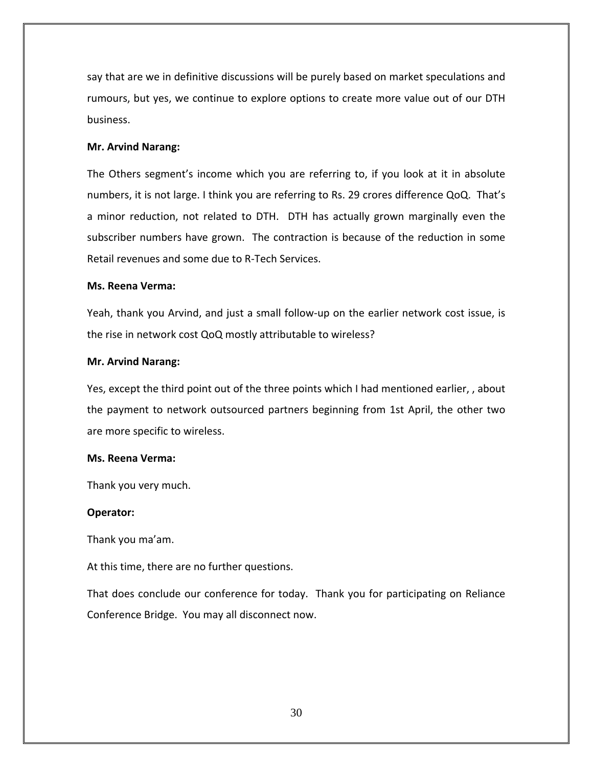say that are we in definitive discussions will be purely based on market speculations and rumours, but yes, we continue to explore options to create more value out of our DTH business.

**Mr. Arvind Narang:**

The Others segment's income which you are referring to, if you look at it in absolute numbers, it is not large. I think you are referring to Rs. 29 crores difference QoQ. That's a minor reduction, not related to DTH. DTH has actually grown marginally even the subscriber numbers have grown. The contraction is because of the reduction in some Retail revenues and some due to R-Tech Services.

**Ms. Reena Verma:**

Yeah, thank you Arvind, and just a small follow-up on the earlier network cost issue, is the rise in network cost QoQ mostly attributable to wireless?

**Mr. Arvind Narang:**

Yes, except the third point out of the three points which I had mentioned earlier, , about the payment to network outsourced partners beginning from 1st April, the other two are more specific to wireless.

**Ms. Reena Verma:**

Thank you very much.

**Operator:**

Thank you ma'am.

At this time, there are no further questions.

That does conclude our conference for today. Thank you for participating on Reliance Conference Bridge. You may all disconnect now.